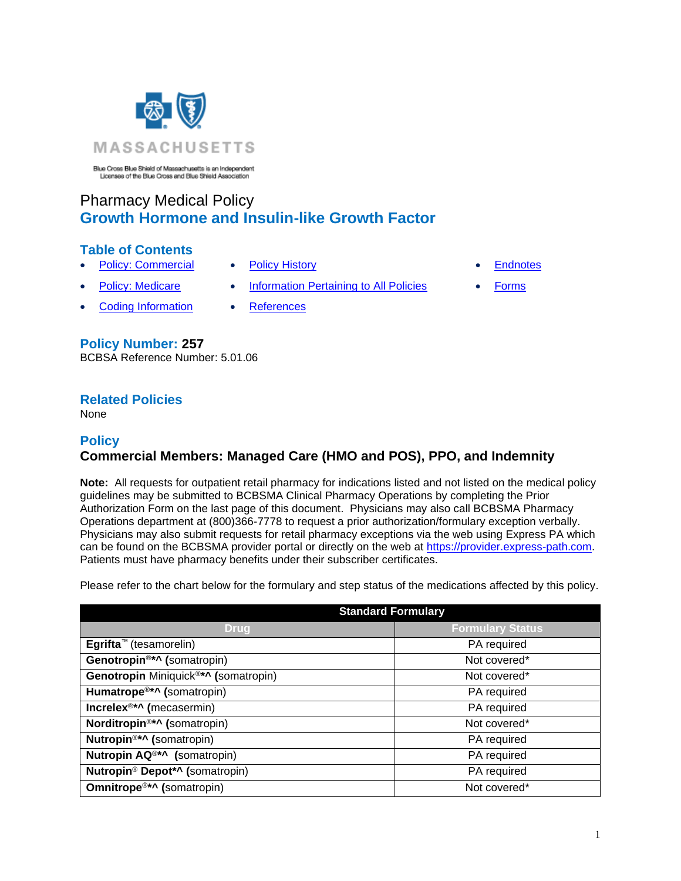MASSACHUSETTS

Blue Cross Blue Shield of Massachusetts is an Independent Licensee of the Blue Cross and Blue Shield Association

# Pharmacy Medical Policy
## Growth Hormone and Insulin-like Growth Factor

### Table of Contents

- Policy: Commercial
- Policy: Medicare
- Coding Information
- Policy History
- Information Pertaining to All Policies
- References
- Endnotes
- Forms

### Policy Number: 257

BCBSA Reference Number: 5.01.06

### Related Policies

None

### Policy

**Commercial Members: Managed Care (HMO and POS), PPO, and Indemnity**

**Note:** All requests for outpatient retail pharmacy for indications listed and not listed on the medical policy guidelines may be submitted to BCBSMA Clinical Pharmacy Operations by completing the Prior Authorization Form on the last page of this document. Physicians may also call BCBSMA Pharmacy Operations department at (800)366-7778 to request a prior authorization/formulary exception verbally. Physicians may also submit requests for retail pharmacy exceptions via the web using Express PA which can be found on the BCBSMA provider portal or directly on the web at https://provider.express-path.com. Patients must have pharmacy benefits under their subscriber certificates.

Please refer to the chart below for the formulary and step status of the medications affected by this policy.

| Standard Formulary | |
|---|---|
| **Drug** | **Formulary Status** |
| **Egrifta**™ (tesamorelin) | PA required |
| **Genotropin**®**\*^ (somatropin) | Not covered* |
| **Genotropin** Miniquick®**\*^ (somatropin) | Not covered* |
| **Humatrope**®**\*^ (somatropin) | PA required |
| **Increlex**®**\*^ (mecasermin) | PA required |
| **Norditropin**®**\*^ (somatropin) | Not covered* |
| **Nutropin**®**\*^ (somatropin) | PA required |
| **Nutropin AQ**®**\*^ (somatropin) | PA required |
| **Nutropin**® **Depot\*^ (somatropin) | PA required |
| **Omnitrope**®**\*^ (somatropin) | Not covered* |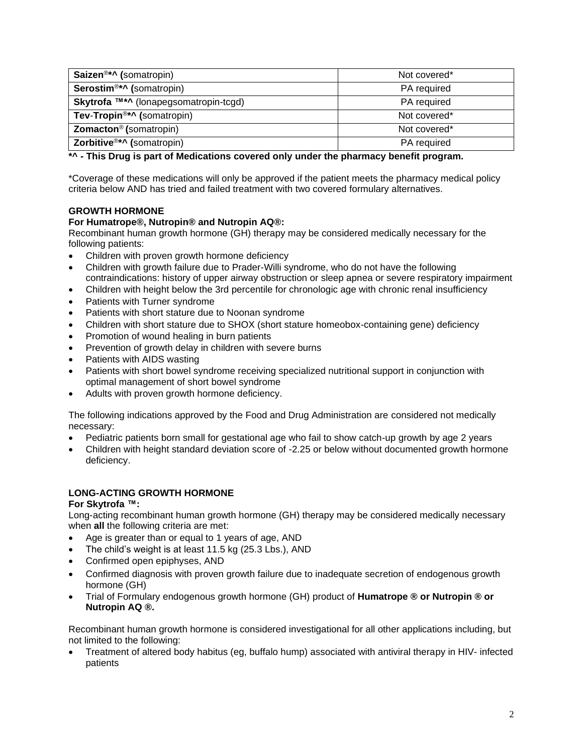| | |
|---|---|
| **Saizen®*^ (**somatropin) | Not covered* |
| **Serostim®*^ (**somatropin) | PA required |
| **Skytrofa ™*^** (lonapegsomatropin-tcgd) | PA required |
| **Tev-Tropin®*^ (**somatropin) | Not covered* |
| **Zomacton® (**somatropin) | Not covered* |
| **Zorbitive®*^ (**somatropin) | PA required |

**\*^ - This Drug is part of Medications covered only under the pharmacy benefit program.**

*Coverage of these medications will only be approved if the patient meets the pharmacy medical policy criteria below AND has tried and failed treatment with two covered formulary alternatives.

**GROWTH HORMONE**

**For Humatrope®, Nutropin® and Nutropin AQ®:**

Recombinant human growth hormone (GH) therapy may be considered medically necessary for the following patients:

- Children with proven growth hormone deficiency
- Children with growth failure due to Prader-Willi syndrome, who do not have the following contraindications: history of upper airway obstruction or sleep apnea or severe respiratory impairment
- Children with height below the 3rd percentile for chronologic age with chronic renal insufficiency
- Patients with Turner syndrome
- Patients with short stature due to Noonan syndrome
- Children with short stature due to SHOX (short stature homeobox-containing gene) deficiency
- Promotion of wound healing in burn patients
- Prevention of growth delay in children with severe burns
- Patients with AIDS wasting
- Patients with short bowel syndrome receiving specialized nutritional support in conjunction with optimal management of short bowel syndrome
- Adults with proven growth hormone deficiency.

The following indications approved by the Food and Drug Administration are considered not medically necessary:

- Pediatric patients born small for gestational age who fail to show catch-up growth by age 2 years
- Children with height standard deviation score of -2.25 or below without documented growth hormone deficiency.

**LONG-ACTING GROWTH HORMONE**

**For Skytrofa ™:**

Long-acting recombinant human growth hormone (GH) therapy may be considered medically necessary when **all** the following criteria are met:

- Age is greater than or equal to 1 years of age, AND
- The child's weight is at least 11.5 kg (25.3 Lbs.), AND
- Confirmed open epiphyses, AND
- Confirmed diagnosis with proven growth failure due to inadequate secretion of endogenous growth hormone (GH)
- Trial of Formulary endogenous growth hormone (GH) product of **Humatrope ® or Nutropin ® or Nutropin AQ ®.**

Recombinant human growth hormone is considered investigational for all other applications including, but not limited to the following:

- Treatment of altered body habitus (eg, buffalo hump) associated with antiviral therapy in HIV- infected patients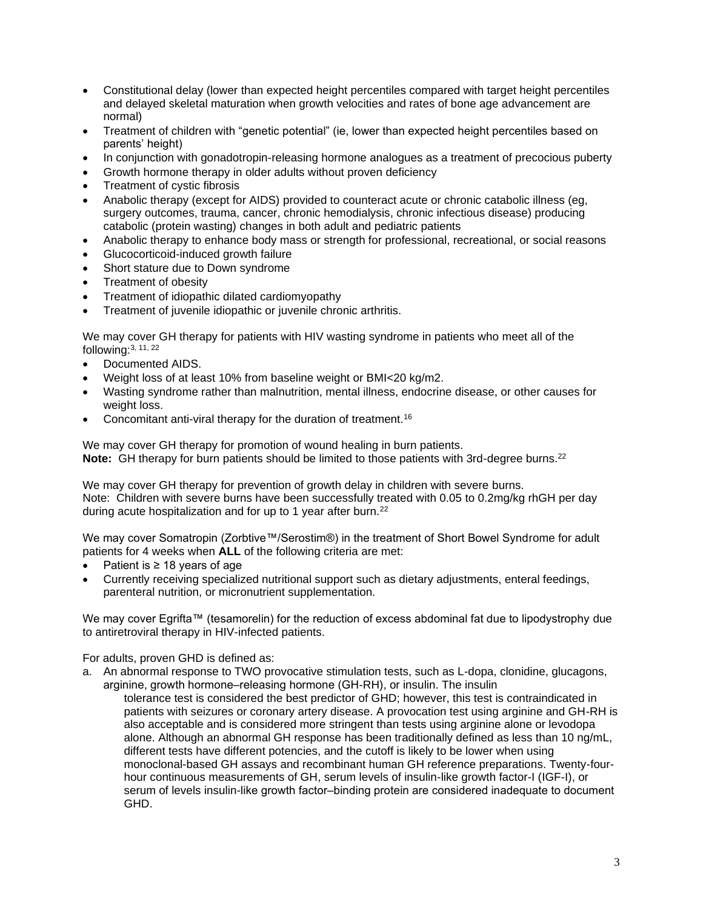- Constitutional delay (lower than expected height percentiles compared with target height percentiles and delayed skeletal maturation when growth velocities and rates of bone age advancement are normal)
- Treatment of children with "genetic potential" (ie, lower than expected height percentiles based on parents' height)
- In conjunction with gonadotropin-releasing hormone analogues as a treatment of precocious puberty
- Growth hormone therapy in older adults without proven deficiency
- Treatment of cystic fibrosis
- Anabolic therapy (except for AIDS) provided to counteract acute or chronic catabolic illness (eg, surgery outcomes, trauma, cancer, chronic hemodialysis, chronic infectious disease) producing catabolic (protein wasting) changes in both adult and pediatric patients
- Anabolic therapy to enhance body mass or strength for professional, recreational, or social reasons
- Glucocorticoid-induced growth failure
- Short stature due to Down syndrome
- Treatment of obesity
- Treatment of idiopathic dilated cardiomyopathy
- Treatment of juvenile idiopathic or juvenile chronic arthritis.

We may cover GH therapy for patients with HIV wasting syndrome in patients who meet all of the following:[3, 11, 22]

- Documented AIDS.
- Weight loss of at least 10% from baseline weight or BMI<20 kg/m2.
- Wasting syndrome rather than malnutrition, mental illness, endocrine disease, or other causes for weight loss.
- Concomitant anti-viral therapy for the duration of treatment.[16]

We may cover GH therapy for promotion of wound healing in burn patients.
**Note:** GH therapy for burn patients should be limited to those patients with 3rd-degree burns.[22]

We may cover GH therapy for prevention of growth delay in children with severe burns.
Note: Children with severe burns have been successfully treated with 0.05 to 0.2mg/kg rhGH per day during acute hospitalization and for up to 1 year after burn.[22]

We may cover Somatropin (Zorbtive™/Serostim®) in the treatment of Short Bowel Syndrome for adult patients for 4 weeks when **ALL** of the following criteria are met:

- Patient is ≥ 18 years of age
- Currently receiving specialized nutritional support such as dietary adjustments, enteral feedings, parenteral nutrition, or micronutrient supplementation.

We may cover Egrifta™ (tesamorelin) for the reduction of excess abdominal fat due to lipodystrophy due to antiretroviral therapy in HIV-infected patients.

For adults, proven GHD is defined as:

a. An abnormal response to TWO provocative stimulation tests, such as L-dopa, clonidine, glucagons, arginine, growth hormone–releasing hormone (GH-RH), or insulin. The insulin tolerance test is considered the best predictor of GHD; however, this test is contraindicated in patients with seizures or coronary artery disease. A provocation test using arginine and GH-RH is also acceptable and is considered more stringent than tests using arginine alone or levodopa alone. Although an abnormal GH response has been traditionally defined as less than 10 ng/mL, different tests have different potencies, and the cutoff is likely to be lower when using monoclonal-based GH assays and recombinant human GH reference preparations. Twenty-four-hour continuous measurements of GH, serum levels of insulin-like growth factor-I (IGF-I), or serum of levels insulin-like growth factor–binding protein are considered inadequate to document GHD.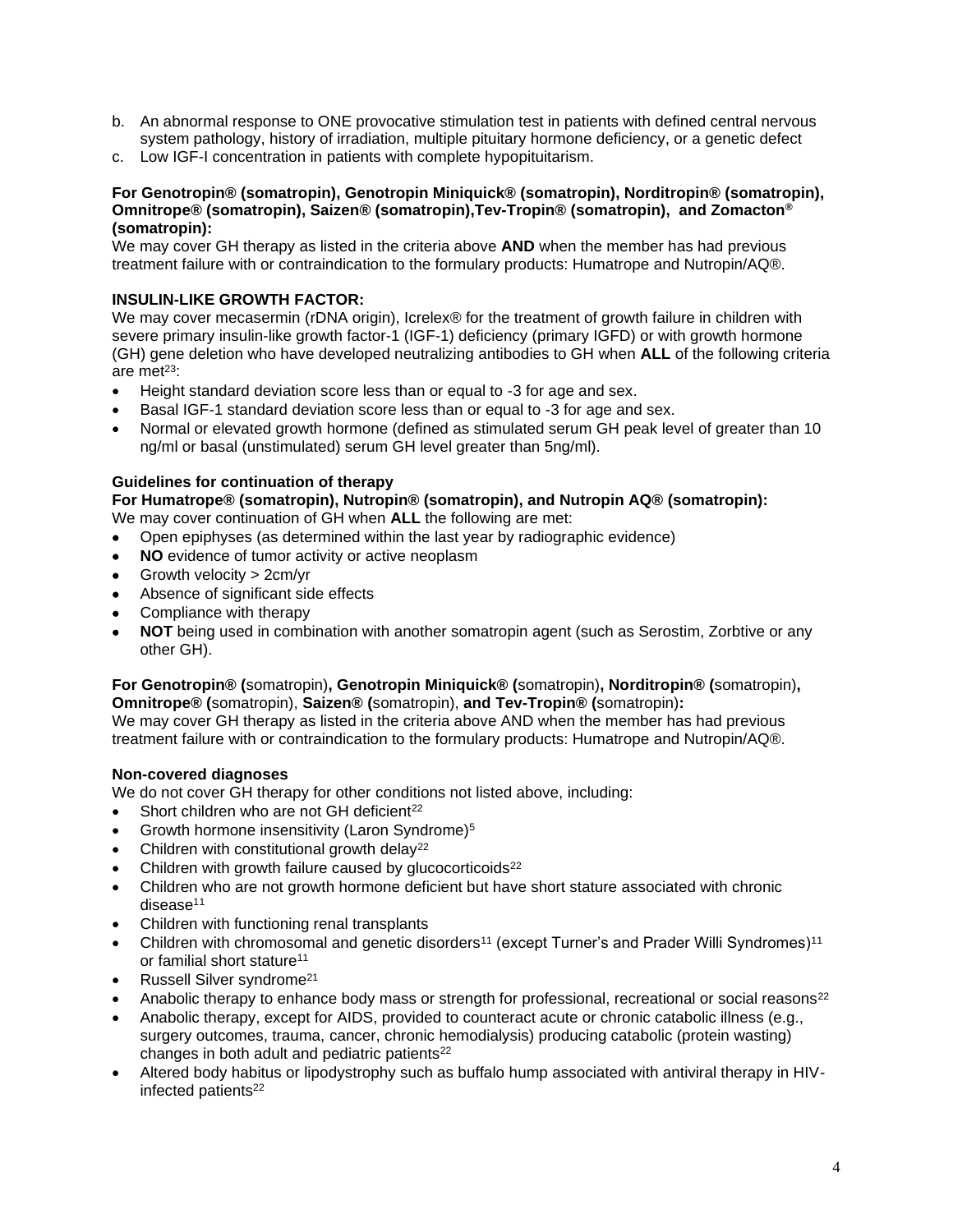b. An abnormal response to ONE provocative stimulation test in patients with defined central nervous system pathology, history of irradiation, multiple pituitary hormone deficiency, or a genetic defect
c. Low IGF-I concentration in patients with complete hypopituitarism.

**For Genotropin® (somatropin), Genotropin Miniquick® (somatropin), Norditropin® (somatropin), Omnitrope® (somatropin), Saizen® (somatropin),Tev-Tropin® (somatropin), and Zomacton® (somatropin):**
We may cover GH therapy as listed in the criteria above **AND** when the member has had previous treatment failure with or contraindication to the formulary products: Humatrope and Nutropin/AQ®.

**INSULIN-LIKE GROWTH FACTOR:**
We may cover mecasermin (rDNA origin), Icrelex® for the treatment of growth failure in children with severe primary insulin-like growth factor-1 (IGF-1) deficiency (primary IGFD) or with growth hormone (GH) gene deletion who have developed neutralizing antibodies to GH when **ALL** of the following criteria are met[23]:

- Height standard deviation score less than or equal to -3 for age and sex.
- Basal IGF-1 standard deviation score less than or equal to -3 for age and sex.
- Normal or elevated growth hormone (defined as stimulated serum GH peak level of greater than 10 ng/ml or basal (unstimulated) serum GH level greater than 5ng/ml).

**Guidelines for continuation of therapy**
**For Humatrope® (somatropin), Nutropin® (somatropin), and Nutropin AQ® (somatropin):**
We may cover continuation of GH when **ALL** the following are met:

- Open epiphyses (as determined within the last year by radiographic evidence)
- **NO** evidence of tumor activity or active neoplasm
- Growth velocity > 2cm/yr
- Absence of significant side effects
- Compliance with therapy
- **NOT** being used in combination with another somatropin agent (such as Serostim, Zorbtive or any other GH).

**For Genotropin® (**somatropin)**, Genotropin Miniquick® (**somatropin)**, Norditropin® (**somatropin)**, Omnitrope® (**somatropin), **Saizen® (**somatropin), **and Tev-Tropin® (**somatropin)**:**
We may cover GH therapy as listed in the criteria above AND when the member has had previous treatment failure with or contraindication to the formulary products: Humatrope and Nutropin/AQ®.

**Non-covered diagnoses**
We do not cover GH therapy for other conditions not listed above, including:

- Short children who are not GH deficient[22]
- Growth hormone insensitivity (Laron Syndrome)[5]
- Children with constitutional growth delay[22]
- Children with growth failure caused by glucocorticoids[22]
- Children who are not growth hormone deficient but have short stature associated with chronic disease[11]
- Children with functioning renal transplants
- Children with chromosomal and genetic disorders[11] (except Turner's and Prader Willi Syndromes)[11] or familial short stature[11]
- Russell Silver syndrome[21]
- Anabolic therapy to enhance body mass or strength for professional, recreational or social reasons[22]
- Anabolic therapy, except for AIDS, provided to counteract acute or chronic catabolic illness (e.g., surgery outcomes, trauma, cancer, chronic hemodialysis) producing catabolic (protein wasting) changes in both adult and pediatric patients[22]
- Altered body habitus or lipodystrophy such as buffalo hump associated with antiviral therapy in HIV-infected patients[22]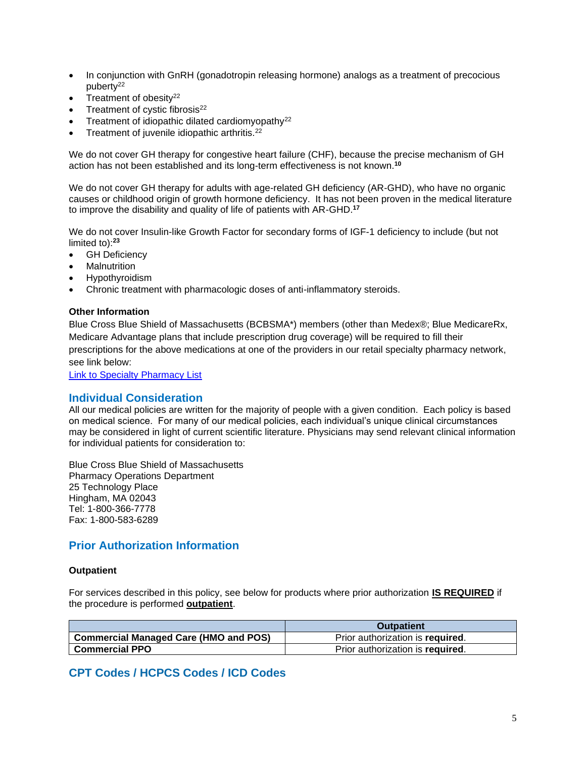- In conjunction with GnRH (gonadotropin releasing hormone) analogs as a treatment of precocious puberty[22]
- Treatment of obesity[22]
- Treatment of cystic fibrosis[22]
- Treatment of idiopathic dilated cardiomyopathy[22]
- Treatment of juvenile idiopathic arthritis.[22]

We do not cover GH therapy for congestive heart failure (CHF), because the precise mechanism of GH action has not been established and its long-term effectiveness is not known.[10]

We do not cover GH therapy for adults with age-related GH deficiency (AR-GHD), who have no organic causes or childhood origin of growth hormone deficiency. It has not been proven in the medical literature to improve the disability and quality of life of patients with AR-GHD.[17]

We do not cover Insulin-like Growth Factor for secondary forms of IGF-1 deficiency to include (but not limited to):[23]

- GH Deficiency
- Malnutrition
- Hypothyroidism
- Chronic treatment with pharmacologic doses of anti-inflammatory steroids.

**Other Information**

Blue Cross Blue Shield of Massachusetts (BCBSMA*) members (other than Medex®; Blue MedicareRx, Medicare Advantage plans that include prescription drug coverage) will be required to fill their prescriptions for the above medications at one of the providers in our retail specialty pharmacy network, see link below:

Link to Specialty Pharmacy List

## Individual Consideration

All our medical policies are written for the majority of people with a given condition. Each policy is based on medical science. For many of our medical policies, each individual's unique clinical circumstances may be considered in light of current scientific literature. Physicians may send relevant clinical information for individual patients for consideration to:

Blue Cross Blue Shield of Massachusetts
Pharmacy Operations Department
25 Technology Place
Hingham, MA 02043
Tel: 1-800-366-7778
Fax: 1-800-583-6289

## Prior Authorization Information

**Outpatient**

For services described in this policy, see below for products where prior authorization **IS REQUIRED** if the procedure is performed **outpatient**.

| | Outpatient |
|---|---|
| **Commercial Managed Care (HMO and POS)** | Prior authorization is **required**. |
| **Commercial PPO** | Prior authorization is **required**. |

## CPT Codes / HCPCS Codes / ICD Codes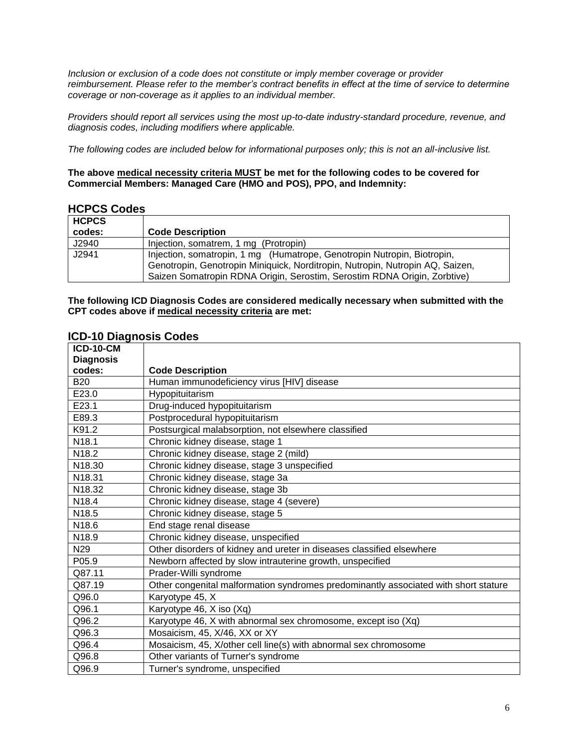*Inclusion or exclusion of a code does not constitute or imply member coverage or provider reimbursement. Please refer to the member's contract benefits in effect at the time of service to determine coverage or non-coverage as it applies to an individual member.*

*Providers should report all services using the most up-to-date industry-standard procedure, revenue, and diagnosis codes, including modifiers where applicable.*

*The following codes are included below for informational purposes only; this is not an all-inclusive list.*

**The above medical necessity criteria MUST be met for the following codes to be covered for Commercial Members: Managed Care (HMO and POS), PPO, and Indemnity:**

## HCPCS Codes

| HCPCS codes: | Code Description |
|---|---|
| J2940 | Injection, somatrem, 1 mg (Protropin) |
| J2941 | Injection, somatropin, 1 mg (Humatrope, Genotropin Nutropin, Biotropin, Genotropin, Genotropin Miniquick, Norditropin, Nutropin, Nutropin AQ, Saizen, Saizen Somatropin RDNA Origin, Serostim, Serostim RDNA Origin, Zorbtive) |

**The following ICD Diagnosis Codes are considered medically necessary when submitted with the CPT codes above if medical necessity criteria are met:**

## ICD-10 Diagnosis Codes

| ICD-10-CM Diagnosis codes: | Code Description |
|---|---|
| B20 | Human immunodeficiency virus [HIV] disease |
| E23.0 | Hypopituitarism |
| E23.1 | Drug-induced hypopituitarism |
| E89.3 | Postprocedural hypopituitarism |
| K91.2 | Postsurgical malabsorption, not elsewhere classified |
| N18.1 | Chronic kidney disease, stage 1 |
| N18.2 | Chronic kidney disease, stage 2 (mild) |
| N18.30 | Chronic kidney disease, stage 3 unspecified |
| N18.31 | Chronic kidney disease, stage 3a |
| N18.32 | Chronic kidney disease, stage 3b |
| N18.4 | Chronic kidney disease, stage 4 (severe) |
| N18.5 | Chronic kidney disease, stage 5 |
| N18.6 | End stage renal disease |
| N18.9 | Chronic kidney disease, unspecified |
| N29 | Other disorders of kidney and ureter in diseases classified elsewhere |
| P05.9 | Newborn affected by slow intrauterine growth, unspecified |
| Q87.11 | Prader-Willi syndrome |
| Q87.19 | Other congenital malformation syndromes predominantly associated with short stature |
| Q96.0 | Karyotype 45, X |
| Q96.1 | Karyotype 46, X iso (Xq) |
| Q96.2 | Karyotype 46, X with abnormal sex chromosome, except iso (Xq) |
| Q96.3 | Mosaicism, 45, X/46, XX or XY |
| Q96.4 | Mosaicism, 45, X/other cell line(s) with abnormal sex chromosome |
| Q96.8 | Other variants of Turner's syndrome |
| Q96.9 | Turner's syndrome, unspecified |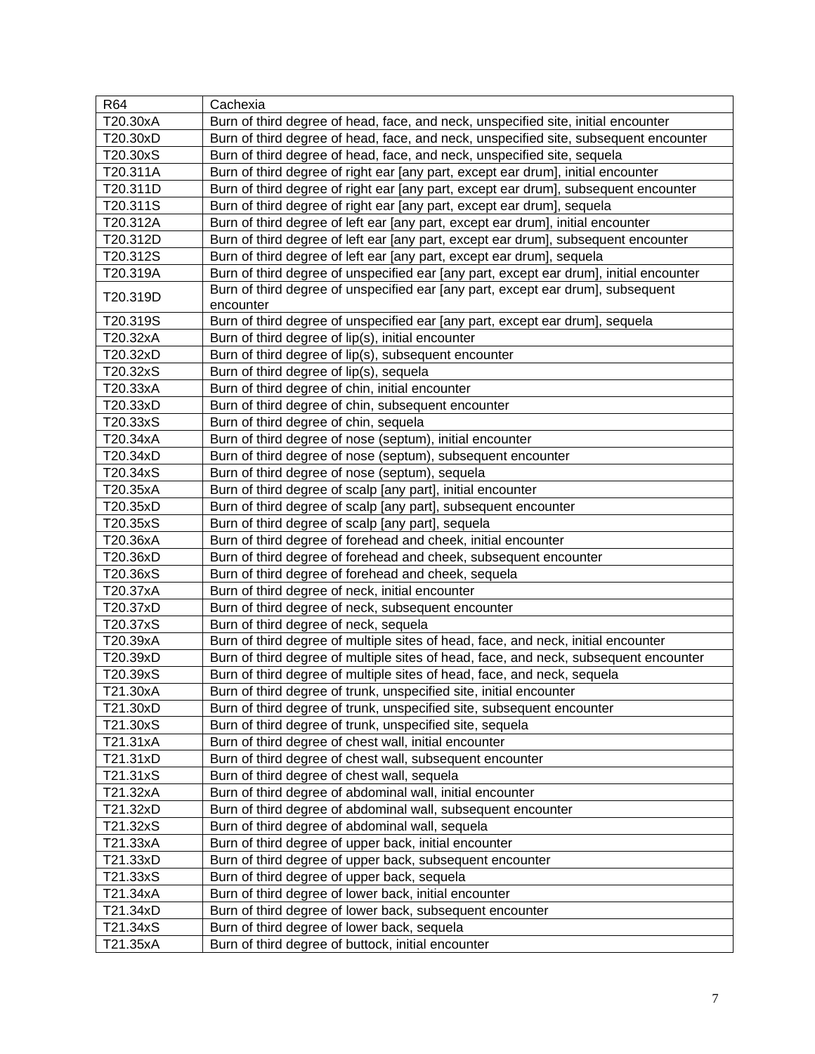| | |
|---|---|
| R64 | Cachexia |
| T20.30xA | Burn of third degree of head, face, and neck, unspecified site, initial encounter |
| T20.30xD | Burn of third degree of head, face, and neck, unspecified site, subsequent encounter |
| T20.30xS | Burn of third degree of head, face, and neck, unspecified site, sequela |
| T20.311A | Burn of third degree of right ear [any part, except ear drum], initial encounter |
| T20.311D | Burn of third degree of right ear [any part, except ear drum], subsequent encounter |
| T20.311S | Burn of third degree of right ear [any part, except ear drum], sequela |
| T20.312A | Burn of third degree of left ear [any part, except ear drum], initial encounter |
| T20.312D | Burn of third degree of left ear [any part, except ear drum], subsequent encounter |
| T20.312S | Burn of third degree of left ear [any part, except ear drum], sequela |
| T20.319A | Burn of third degree of unspecified ear [any part, except ear drum], initial encounter |
| T20.319D | Burn of third degree of unspecified ear [any part, except ear drum], subsequent encounter |
| T20.319S | Burn of third degree of unspecified ear [any part, except ear drum], sequela |
| T20.32xA | Burn of third degree of lip(s), initial encounter |
| T20.32xD | Burn of third degree of lip(s), subsequent encounter |
| T20.32xS | Burn of third degree of lip(s), sequela |
| T20.33xA | Burn of third degree of chin, initial encounter |
| T20.33xD | Burn of third degree of chin, subsequent encounter |
| T20.33xS | Burn of third degree of chin, sequela |
| T20.34xA | Burn of third degree of nose (septum), initial encounter |
| T20.34xD | Burn of third degree of nose (septum), subsequent encounter |
| T20.34xS | Burn of third degree of nose (septum), sequela |
| T20.35xA | Burn of third degree of scalp [any part], initial encounter |
| T20.35xD | Burn of third degree of scalp [any part], subsequent encounter |
| T20.35xS | Burn of third degree of scalp [any part], sequela |
| T20.36xA | Burn of third degree of forehead and cheek, initial encounter |
| T20.36xD | Burn of third degree of forehead and cheek, subsequent encounter |
| T20.36xS | Burn of third degree of forehead and cheek, sequela |
| T20.37xA | Burn of third degree of neck, initial encounter |
| T20.37xD | Burn of third degree of neck, subsequent encounter |
| T20.37xS | Burn of third degree of neck, sequela |
| T20.39xA | Burn of third degree of multiple sites of head, face, and neck, initial encounter |
| T20.39xD | Burn of third degree of multiple sites of head, face, and neck, subsequent encounter |
| T20.39xS | Burn of third degree of multiple sites of head, face, and neck, sequela |
| T21.30xA | Burn of third degree of trunk, unspecified site, initial encounter |
| T21.30xD | Burn of third degree of trunk, unspecified site, subsequent encounter |
| T21.30xS | Burn of third degree of trunk, unspecified site, sequela |
| T21.31xA | Burn of third degree of chest wall, initial encounter |
| T21.31xD | Burn of third degree of chest wall, subsequent encounter |
| T21.31xS | Burn of third degree of chest wall, sequela |
| T21.32xA | Burn of third degree of abdominal wall, initial encounter |
| T21.32xD | Burn of third degree of abdominal wall, subsequent encounter |
| T21.32xS | Burn of third degree of abdominal wall, sequela |
| T21.33xA | Burn of third degree of upper back, initial encounter |
| T21.33xD | Burn of third degree of upper back, subsequent encounter |
| T21.33xS | Burn of third degree of upper back, sequela |
| T21.34xA | Burn of third degree of lower back, initial encounter |
| T21.34xD | Burn of third degree of lower back, subsequent encounter |
| T21.34xS | Burn of third degree of lower back, sequela |
| T21.35xA | Burn of third degree of buttock, initial encounter |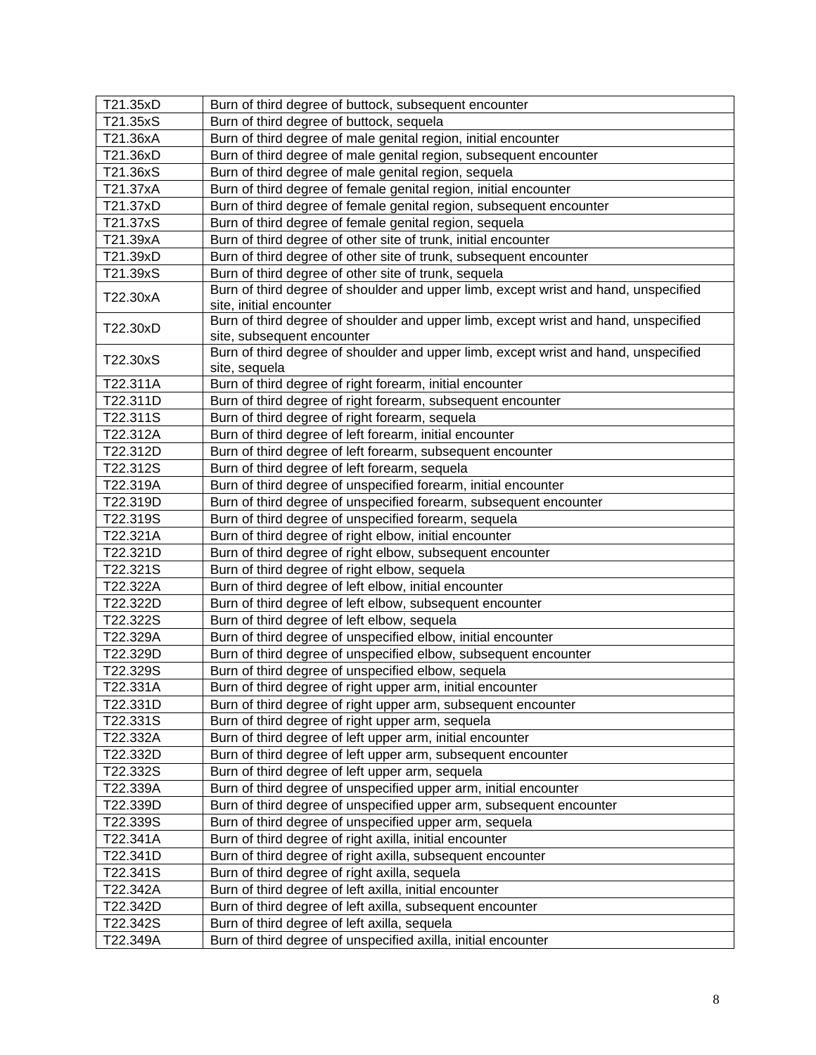| | |
|---|---|
| T21.35xD | Burn of third degree of buttock, subsequent encounter |
| T21.35xS | Burn of third degree of buttock, sequela |
| T21.36xA | Burn of third degree of male genital region, initial encounter |
| T21.36xD | Burn of third degree of male genital region, subsequent encounter |
| T21.36xS | Burn of third degree of male genital region, sequela |
| T21.37xA | Burn of third degree of female genital region, initial encounter |
| T21.37xD | Burn of third degree of female genital region, subsequent encounter |
| T21.37xS | Burn of third degree of female genital region, sequela |
| T21.39xA | Burn of third degree of other site of trunk, initial encounter |
| T21.39xD | Burn of third degree of other site of trunk, subsequent encounter |
| T21.39xS | Burn of third degree of other site of trunk, sequela |
| T22.30xA | Burn of third degree of shoulder and upper limb, except wrist and hand, unspecified site, initial encounter |
| T22.30xD | Burn of third degree of shoulder and upper limb, except wrist and hand, unspecified site, subsequent encounter |
| T22.30xS | Burn of third degree of shoulder and upper limb, except wrist and hand, unspecified site, sequela |
| T22.311A | Burn of third degree of right forearm, initial encounter |
| T22.311D | Burn of third degree of right forearm, subsequent encounter |
| T22.311S | Burn of third degree of right forearm, sequela |
| T22.312A | Burn of third degree of left forearm, initial encounter |
| T22.312D | Burn of third degree of left forearm, subsequent encounter |
| T22.312S | Burn of third degree of left forearm, sequela |
| T22.319A | Burn of third degree of unspecified forearm, initial encounter |
| T22.319D | Burn of third degree of unspecified forearm, subsequent encounter |
| T22.319S | Burn of third degree of unspecified forearm, sequela |
| T22.321A | Burn of third degree of right elbow, initial encounter |
| T22.321D | Burn of third degree of right elbow, subsequent encounter |
| T22.321S | Burn of third degree of right elbow, sequela |
| T22.322A | Burn of third degree of left elbow, initial encounter |
| T22.322D | Burn of third degree of left elbow, subsequent encounter |
| T22.322S | Burn of third degree of left elbow, sequela |
| T22.329A | Burn of third degree of unspecified elbow, initial encounter |
| T22.329D | Burn of third degree of unspecified elbow, subsequent encounter |
| T22.329S | Burn of third degree of unspecified elbow, sequela |
| T22.331A | Burn of third degree of right upper arm, initial encounter |
| T22.331D | Burn of third degree of right upper arm, subsequent encounter |
| T22.331S | Burn of third degree of right upper arm, sequela |
| T22.332A | Burn of third degree of left upper arm, initial encounter |
| T22.332D | Burn of third degree of left upper arm, subsequent encounter |
| T22.332S | Burn of third degree of left upper arm, sequela |
| T22.339A | Burn of third degree of unspecified upper arm, initial encounter |
| T22.339D | Burn of third degree of unspecified upper arm, subsequent encounter |
| T22.339S | Burn of third degree of unspecified upper arm, sequela |
| T22.341A | Burn of third degree of right axilla, initial encounter |
| T22.341D | Burn of third degree of right axilla, subsequent encounter |
| T22.341S | Burn of third degree of right axilla, sequela |
| T22.342A | Burn of third degree of left axilla, initial encounter |
| T22.342D | Burn of third degree of left axilla, subsequent encounter |
| T22.342S | Burn of third degree of left axilla, sequela |
| T22.349A | Burn of third degree of unspecified axilla, initial encounter |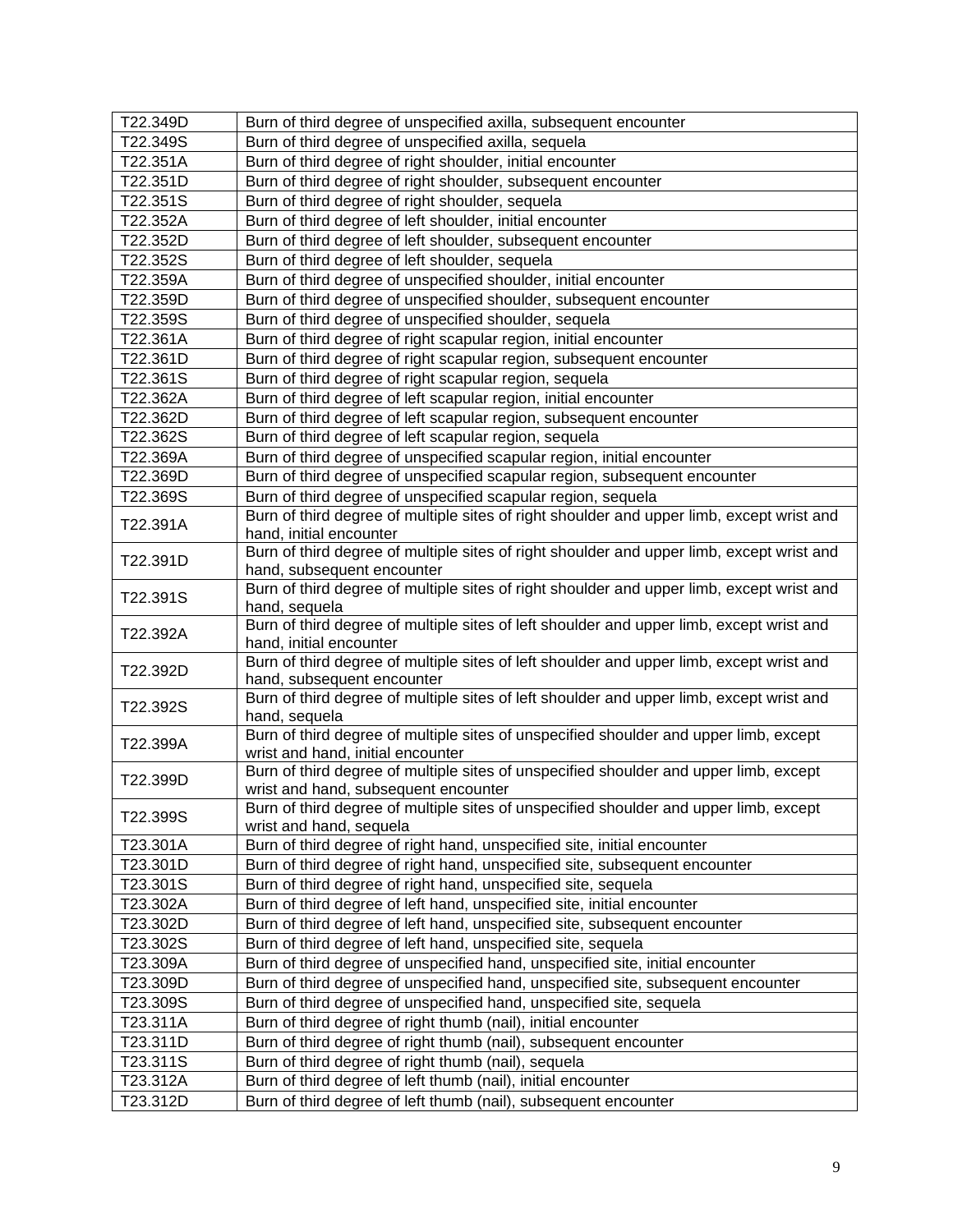| | |
|---|---|
| T22.349D | Burn of third degree of unspecified axilla, subsequent encounter |
| T22.349S | Burn of third degree of unspecified axilla, sequela |
| T22.351A | Burn of third degree of right shoulder, initial encounter |
| T22.351D | Burn of third degree of right shoulder, subsequent encounter |
| T22.351S | Burn of third degree of right shoulder, sequela |
| T22.352A | Burn of third degree of left shoulder, initial encounter |
| T22.352D | Burn of third degree of left shoulder, subsequent encounter |
| T22.352S | Burn of third degree of left shoulder, sequela |
| T22.359A | Burn of third degree of unspecified shoulder, initial encounter |
| T22.359D | Burn of third degree of unspecified shoulder, subsequent encounter |
| T22.359S | Burn of third degree of unspecified shoulder, sequela |
| T22.361A | Burn of third degree of right scapular region, initial encounter |
| T22.361D | Burn of third degree of right scapular region, subsequent encounter |
| T22.361S | Burn of third degree of right scapular region, sequela |
| T22.362A | Burn of third degree of left scapular region, initial encounter |
| T22.362D | Burn of third degree of left scapular region, subsequent encounter |
| T22.362S | Burn of third degree of left scapular region, sequela |
| T22.369A | Burn of third degree of unspecified scapular region, initial encounter |
| T22.369D | Burn of third degree of unspecified scapular region, subsequent encounter |
| T22.369S | Burn of third degree of unspecified scapular region, sequela |
| T22.391A | Burn of third degree of multiple sites of right shoulder and upper limb, except wrist and hand, initial encounter |
| T22.391D | Burn of third degree of multiple sites of right shoulder and upper limb, except wrist and hand, subsequent encounter |
| T22.391S | Burn of third degree of multiple sites of right shoulder and upper limb, except wrist and hand, sequela |
| T22.392A | Burn of third degree of multiple sites of left shoulder and upper limb, except wrist and hand, initial encounter |
| T22.392D | Burn of third degree of multiple sites of left shoulder and upper limb, except wrist and hand, subsequent encounter |
| T22.392S | Burn of third degree of multiple sites of left shoulder and upper limb, except wrist and hand, sequela |
| T22.399A | Burn of third degree of multiple sites of unspecified shoulder and upper limb, except wrist and hand, initial encounter |
| T22.399D | Burn of third degree of multiple sites of unspecified shoulder and upper limb, except wrist and hand, subsequent encounter |
| T22.399S | Burn of third degree of multiple sites of unspecified shoulder and upper limb, except wrist and hand, sequela |
| T23.301A | Burn of third degree of right hand, unspecified site, initial encounter |
| T23.301D | Burn of third degree of right hand, unspecified site, subsequent encounter |
| T23.301S | Burn of third degree of right hand, unspecified site, sequela |
| T23.302A | Burn of third degree of left hand, unspecified site, initial encounter |
| T23.302D | Burn of third degree of left hand, unspecified site, subsequent encounter |
| T23.302S | Burn of third degree of left hand, unspecified site, sequela |
| T23.309A | Burn of third degree of unspecified hand, unspecified site, initial encounter |
| T23.309D | Burn of third degree of unspecified hand, unspecified site, subsequent encounter |
| T23.309S | Burn of third degree of unspecified hand, unspecified site, sequela |
| T23.311A | Burn of third degree of right thumb (nail), initial encounter |
| T23.311D | Burn of third degree of right thumb (nail), subsequent encounter |
| T23.311S | Burn of third degree of right thumb (nail), sequela |
| T23.312A | Burn of third degree of left thumb (nail), initial encounter |
| T23.312D | Burn of third degree of left thumb (nail), subsequent encounter |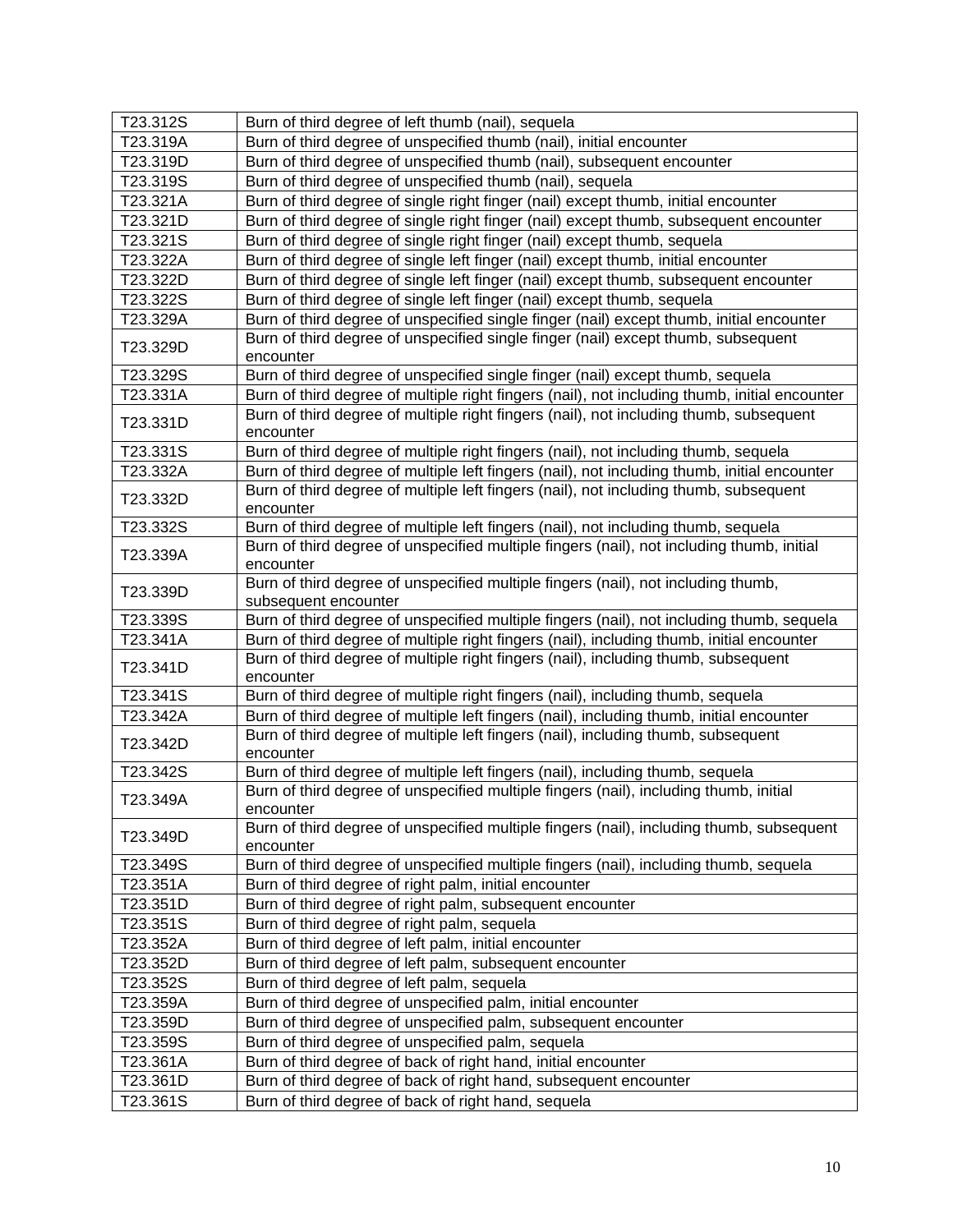| | |
|---|---|
| T23.312S | Burn of third degree of left thumb (nail), sequela |
| T23.319A | Burn of third degree of unspecified thumb (nail), initial encounter |
| T23.319D | Burn of third degree of unspecified thumb (nail), subsequent encounter |
| T23.319S | Burn of third degree of unspecified thumb (nail), sequela |
| T23.321A | Burn of third degree of single right finger (nail) except thumb, initial encounter |
| T23.321D | Burn of third degree of single right finger (nail) except thumb, subsequent encounter |
| T23.321S | Burn of third degree of single right finger (nail) except thumb, sequela |
| T23.322A | Burn of third degree of single left finger (nail) except thumb, initial encounter |
| T23.322D | Burn of third degree of single left finger (nail) except thumb, subsequent encounter |
| T23.322S | Burn of third degree of single left finger (nail) except thumb, sequela |
| T23.329A | Burn of third degree of unspecified single finger (nail) except thumb, initial encounter |
| T23.329D | Burn of third degree of unspecified single finger (nail) except thumb, subsequent encounter |
| T23.329S | Burn of third degree of unspecified single finger (nail) except thumb, sequela |
| T23.331A | Burn of third degree of multiple right fingers (nail), not including thumb, initial encounter |
| T23.331D | Burn of third degree of multiple right fingers (nail), not including thumb, subsequent encounter |
| T23.331S | Burn of third degree of multiple right fingers (nail), not including thumb, sequela |
| T23.332A | Burn of third degree of multiple left fingers (nail), not including thumb, initial encounter |
| T23.332D | Burn of third degree of multiple left fingers (nail), not including thumb, subsequent encounter |
| T23.332S | Burn of third degree of multiple left fingers (nail), not including thumb, sequela |
| T23.339A | Burn of third degree of unspecified multiple fingers (nail), not including thumb, initial encounter |
| T23.339D | Burn of third degree of unspecified multiple fingers (nail), not including thumb, subsequent encounter |
| T23.339S | Burn of third degree of unspecified multiple fingers (nail), not including thumb, sequela |
| T23.341A | Burn of third degree of multiple right fingers (nail), including thumb, initial encounter |
| T23.341D | Burn of third degree of multiple right fingers (nail), including thumb, subsequent encounter |
| T23.341S | Burn of third degree of multiple right fingers (nail), including thumb, sequela |
| T23.342A | Burn of third degree of multiple left fingers (nail), including thumb, initial encounter |
| T23.342D | Burn of third degree of multiple left fingers (nail), including thumb, subsequent encounter |
| T23.342S | Burn of third degree of multiple left fingers (nail), including thumb, sequela |
| T23.349A | Burn of third degree of unspecified multiple fingers (nail), including thumb, initial encounter |
| T23.349D | Burn of third degree of unspecified multiple fingers (nail), including thumb, subsequent encounter |
| T23.349S | Burn of third degree of unspecified multiple fingers (nail), including thumb, sequela |
| T23.351A | Burn of third degree of right palm, initial encounter |
| T23.351D | Burn of third degree of right palm, subsequent encounter |
| T23.351S | Burn of third degree of right palm, sequela |
| T23.352A | Burn of third degree of left palm, initial encounter |
| T23.352D | Burn of third degree of left palm, subsequent encounter |
| T23.352S | Burn of third degree of left palm, sequela |
| T23.359A | Burn of third degree of unspecified palm, initial encounter |
| T23.359D | Burn of third degree of unspecified palm, subsequent encounter |
| T23.359S | Burn of third degree of unspecified palm, sequela |
| T23.361A | Burn of third degree of back of right hand, initial encounter |
| T23.361D | Burn of third degree of back of right hand, subsequent encounter |
| T23.361S | Burn of third degree of back of right hand, sequela |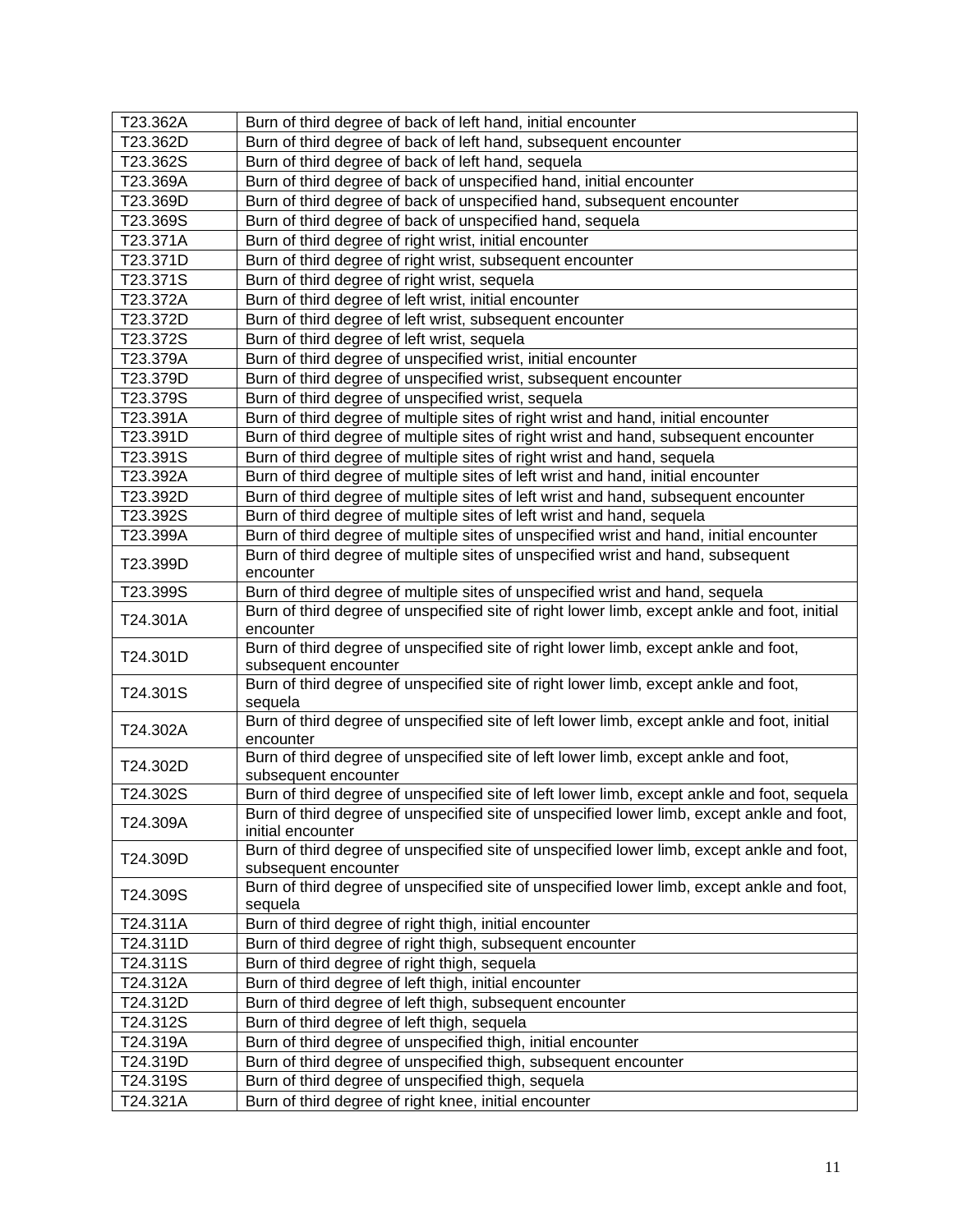| | |
|---|---|
| T23.362A | Burn of third degree of back of left hand, initial encounter |
| T23.362D | Burn of third degree of back of left hand, subsequent encounter |
| T23.362S | Burn of third degree of back of left hand, sequela |
| T23.369A | Burn of third degree of back of unspecified hand, initial encounter |
| T23.369D | Burn of third degree of back of unspecified hand, subsequent encounter |
| T23.369S | Burn of third degree of back of unspecified hand, sequela |
| T23.371A | Burn of third degree of right wrist, initial encounter |
| T23.371D | Burn of third degree of right wrist, subsequent encounter |
| T23.371S | Burn of third degree of right wrist, sequela |
| T23.372A | Burn of third degree of left wrist, initial encounter |
| T23.372D | Burn of third degree of left wrist, subsequent encounter |
| T23.372S | Burn of third degree of left wrist, sequela |
| T23.379A | Burn of third degree of unspecified wrist, initial encounter |
| T23.379D | Burn of third degree of unspecified wrist, subsequent encounter |
| T23.379S | Burn of third degree of unspecified wrist, sequela |
| T23.391A | Burn of third degree of multiple sites of right wrist and hand, initial encounter |
| T23.391D | Burn of third degree of multiple sites of right wrist and hand, subsequent encounter |
| T23.391S | Burn of third degree of multiple sites of right wrist and hand, sequela |
| T23.392A | Burn of third degree of multiple sites of left wrist and hand, initial encounter |
| T23.392D | Burn of third degree of multiple sites of left wrist and hand, subsequent encounter |
| T23.392S | Burn of third degree of multiple sites of left wrist and hand, sequela |
| T23.399A | Burn of third degree of multiple sites of unspecified wrist and hand, initial encounter |
| T23.399D | Burn of third degree of multiple sites of unspecified wrist and hand, subsequent encounter |
| T23.399S | Burn of third degree of multiple sites of unspecified wrist and hand, sequela |
| T24.301A | Burn of third degree of unspecified site of right lower limb, except ankle and foot, initial encounter |
| T24.301D | Burn of third degree of unspecified site of right lower limb, except ankle and foot, subsequent encounter |
| T24.301S | Burn of third degree of unspecified site of right lower limb, except ankle and foot, sequela |
| T24.302A | Burn of third degree of unspecified site of left lower limb, except ankle and foot, initial encounter |
| T24.302D | Burn of third degree of unspecified site of left lower limb, except ankle and foot, subsequent encounter |
| T24.302S | Burn of third degree of unspecified site of left lower limb, except ankle and foot, sequela |
| T24.309A | Burn of third degree of unspecified site of unspecified lower limb, except ankle and foot, initial encounter |
| T24.309D | Burn of third degree of unspecified site of unspecified lower limb, except ankle and foot, subsequent encounter |
| T24.309S | Burn of third degree of unspecified site of unspecified lower limb, except ankle and foot, sequela |
| T24.311A | Burn of third degree of right thigh, initial encounter |
| T24.311D | Burn of third degree of right thigh, subsequent encounter |
| T24.311S | Burn of third degree of right thigh, sequela |
| T24.312A | Burn of third degree of left thigh, initial encounter |
| T24.312D | Burn of third degree of left thigh, subsequent encounter |
| T24.312S | Burn of third degree of left thigh, sequela |
| T24.319A | Burn of third degree of unspecified thigh, initial encounter |
| T24.319D | Burn of third degree of unspecified thigh, subsequent encounter |
| T24.319S | Burn of third degree of unspecified thigh, sequela |
| T24.321A | Burn of third degree of right knee, initial encounter |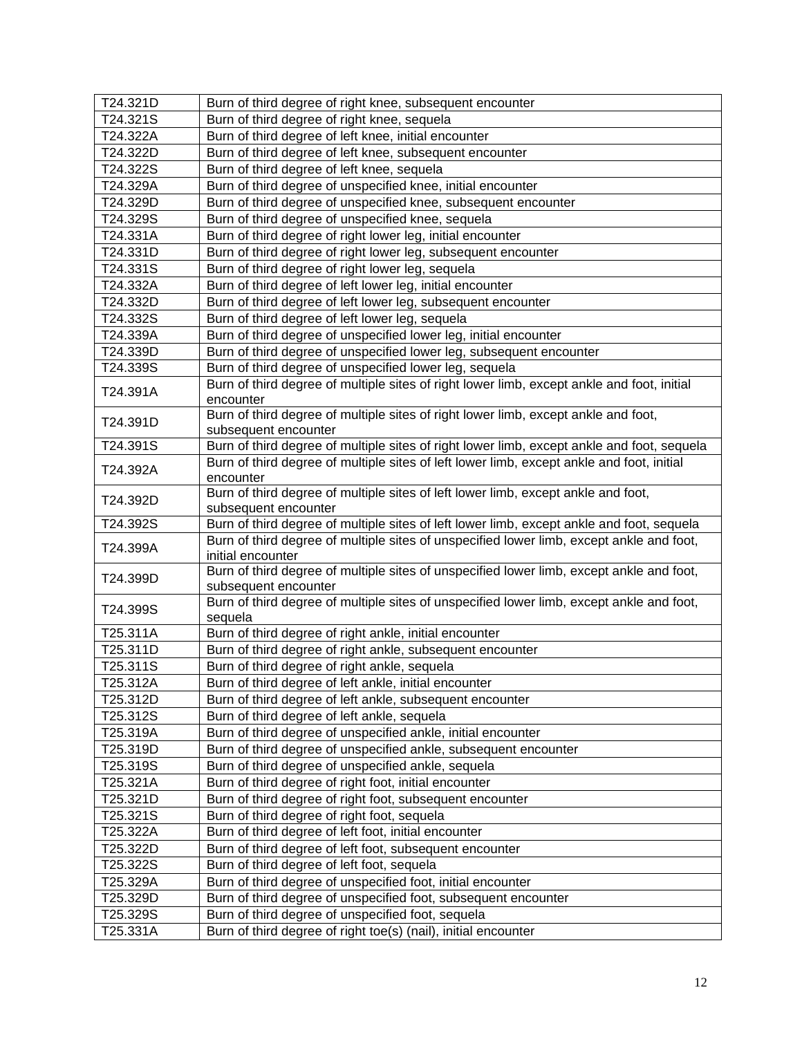| | |
|---|---|
| T24.321D | Burn of third degree of right knee, subsequent encounter |
| T24.321S | Burn of third degree of right knee, sequela |
| T24.322A | Burn of third degree of left knee, initial encounter |
| T24.322D | Burn of third degree of left knee, subsequent encounter |
| T24.322S | Burn of third degree of left knee, sequela |
| T24.329A | Burn of third degree of unspecified knee, initial encounter |
| T24.329D | Burn of third degree of unspecified knee, subsequent encounter |
| T24.329S | Burn of third degree of unspecified knee, sequela |
| T24.331A | Burn of third degree of right lower leg, initial encounter |
| T24.331D | Burn of third degree of right lower leg, subsequent encounter |
| T24.331S | Burn of third degree of right lower leg, sequela |
| T24.332A | Burn of third degree of left lower leg, initial encounter |
| T24.332D | Burn of third degree of left lower leg, subsequent encounter |
| T24.332S | Burn of third degree of left lower leg, sequela |
| T24.339A | Burn of third degree of unspecified lower leg, initial encounter |
| T24.339D | Burn of third degree of unspecified lower leg, subsequent encounter |
| T24.339S | Burn of third degree of unspecified lower leg, sequela |
| T24.391A | Burn of third degree of multiple sites of right lower limb, except ankle and foot, initial encounter |
| T24.391D | Burn of third degree of multiple sites of right lower limb, except ankle and foot, subsequent encounter |
| T24.391S | Burn of third degree of multiple sites of right lower limb, except ankle and foot, sequela |
| T24.392A | Burn of third degree of multiple sites of left lower limb, except ankle and foot, initial encounter |
| T24.392D | Burn of third degree of multiple sites of left lower limb, except ankle and foot, subsequent encounter |
| T24.392S | Burn of third degree of multiple sites of left lower limb, except ankle and foot, sequela |
| T24.399A | Burn of third degree of multiple sites of unspecified lower limb, except ankle and foot, initial encounter |
| T24.399D | Burn of third degree of multiple sites of unspecified lower limb, except ankle and foot, subsequent encounter |
| T24.399S | Burn of third degree of multiple sites of unspecified lower limb, except ankle and foot, sequela |
| T25.311A | Burn of third degree of right ankle, initial encounter |
| T25.311D | Burn of third degree of right ankle, subsequent encounter |
| T25.311S | Burn of third degree of right ankle, sequela |
| T25.312A | Burn of third degree of left ankle, initial encounter |
| T25.312D | Burn of third degree of left ankle, subsequent encounter |
| T25.312S | Burn of third degree of left ankle, sequela |
| T25.319A | Burn of third degree of unspecified ankle, initial encounter |
| T25.319D | Burn of third degree of unspecified ankle, subsequent encounter |
| T25.319S | Burn of third degree of unspecified ankle, sequela |
| T25.321A | Burn of third degree of right foot, initial encounter |
| T25.321D | Burn of third degree of right foot, subsequent encounter |
| T25.321S | Burn of third degree of right foot, sequela |
| T25.322A | Burn of third degree of left foot, initial encounter |
| T25.322D | Burn of third degree of left foot, subsequent encounter |
| T25.322S | Burn of third degree of left foot, sequela |
| T25.329A | Burn of third degree of unspecified foot, initial encounter |
| T25.329D | Burn of third degree of unspecified foot, subsequent encounter |
| T25.329S | Burn of third degree of unspecified foot, sequela |
| T25.331A | Burn of third degree of right toe(s) (nail), initial encounter |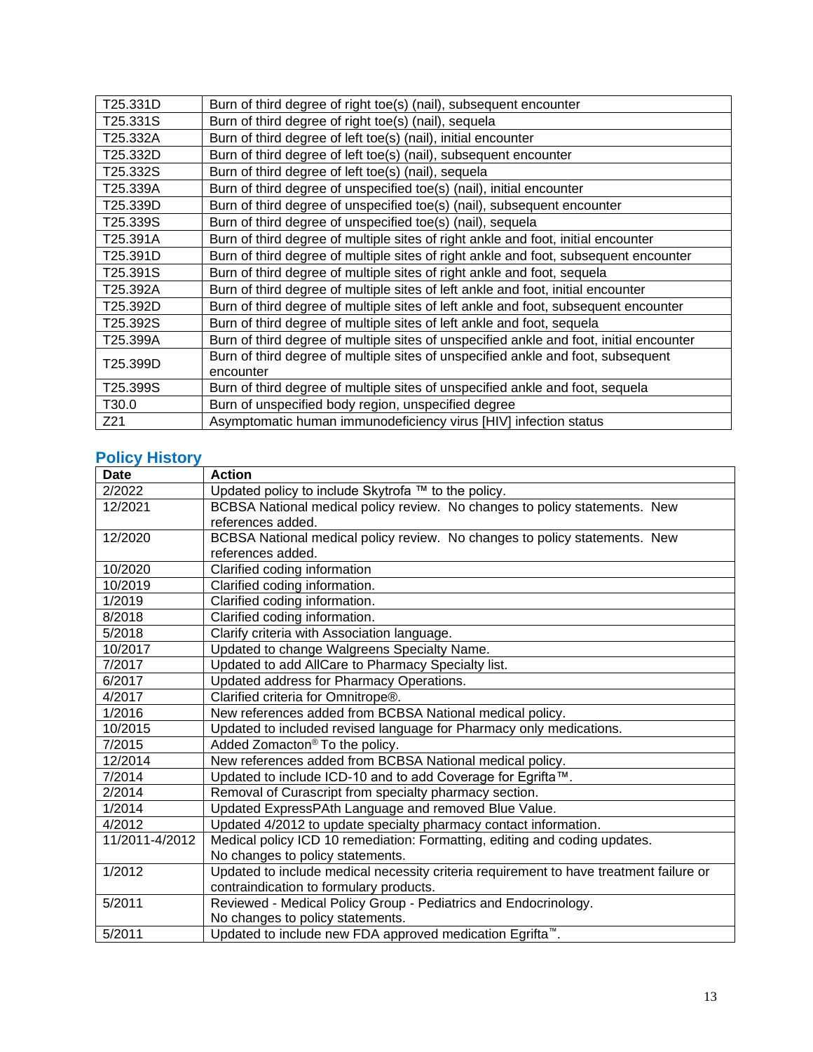| | |
|---|---|
| T25.331D | Burn of third degree of right toe(s) (nail), subsequent encounter |
| T25.331S | Burn of third degree of right toe(s) (nail), sequela |
| T25.332A | Burn of third degree of left toe(s) (nail), initial encounter |
| T25.332D | Burn of third degree of left toe(s) (nail), subsequent encounter |
| T25.332S | Burn of third degree of left toe(s) (nail), sequela |
| T25.339A | Burn of third degree of unspecified toe(s) (nail), initial encounter |
| T25.339D | Burn of third degree of unspecified toe(s) (nail), subsequent encounter |
| T25.339S | Burn of third degree of unspecified toe(s) (nail), sequela |
| T25.391A | Burn of third degree of multiple sites of right ankle and foot, initial encounter |
| T25.391D | Burn of third degree of multiple sites of right ankle and foot, subsequent encounter |
| T25.391S | Burn of third degree of multiple sites of right ankle and foot, sequela |
| T25.392A | Burn of third degree of multiple sites of left ankle and foot, initial encounter |
| T25.392D | Burn of third degree of multiple sites of left ankle and foot, subsequent encounter |
| T25.392S | Burn of third degree of multiple sites of left ankle and foot, sequela |
| T25.399A | Burn of third degree of multiple sites of unspecified ankle and foot, initial encounter |
| T25.399D | Burn of third degree of multiple sites of unspecified ankle and foot, subsequent encounter |
| T25.399S | Burn of third degree of multiple sites of unspecified ankle and foot, sequela |
| T30.0 | Burn of unspecified body region, unspecified degree |
| Z21 | Asymptomatic human immunodeficiency virus [HIV] infection status |

## Policy History

| Date | Action |
|---|---|
| 2/2022 | Updated policy to include Skytrofa ™ to the policy. |
| 12/2021 | BCBSA National medical policy review. No changes to policy statements. New references added. |
| 12/2020 | BCBSA National medical policy review. No changes to policy statements. New references added. |
| 10/2020 | Clarified coding information |
| 10/2019 | Clarified coding information. |
| 1/2019 | Clarified coding information. |
| 8/2018 | Clarified coding information. |
| 5/2018 | Clarify criteria with Association language. |
| 10/2017 | Updated to change Walgreens Specialty Name. |
| 7/2017 | Updated to add AllCare to Pharmacy Specialty list. |
| 6/2017 | Updated address for Pharmacy Operations. |
| 4/2017 | Clarified criteria for Omnitrope®. |
| 1/2016 | New references added from BCBSA National medical policy. |
| 10/2015 | Updated to included revised language for Pharmacy only medications. |
| 7/2015 | Added Zomacton® To the policy. |
| 12/2014 | New references added from BCBSA National medical policy. |
| 7/2014 | Updated to include ICD-10 and to add Coverage for Egrifta™. |
| 2/2014 | Removal of Curascript from specialty pharmacy section. |
| 1/2014 | Updated ExpressPAth Language and removed Blue Value. |
| 4/2012 | Updated 4/2012 to update specialty pharmacy contact information. |
| 11/2011-4/2012 | Medical policy ICD 10 remediation: Formatting, editing and coding updates. No changes to policy statements. |
| 1/2012 | Updated to include medical necessity criteria requirement to have treatment failure or contraindication to formulary products. |
| 5/2011 | Reviewed - Medical Policy Group - Pediatrics and Endocrinology. No changes to policy statements. |
| 5/2011 | Updated to include new FDA approved medication Egrifta™. |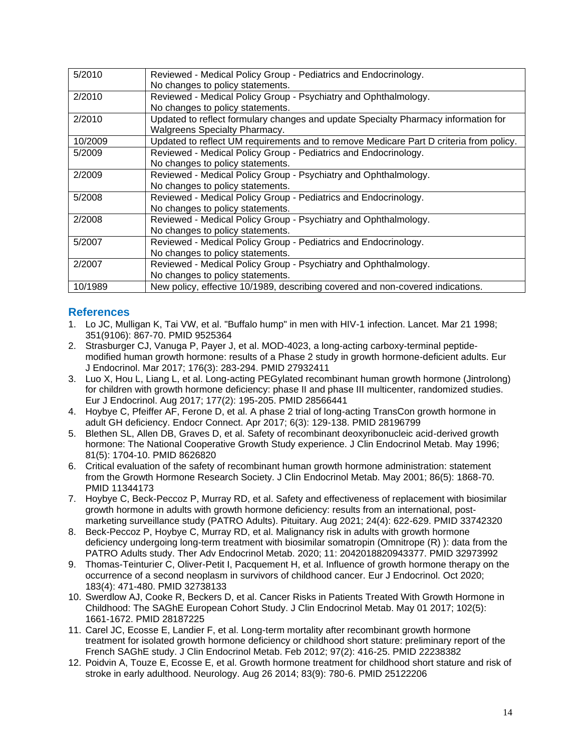| | |
|---|---|
| 5/2010 | Reviewed - Medical Policy Group - Pediatrics and Endocrinology. No changes to policy statements. |
| 2/2010 | Reviewed - Medical Policy Group - Psychiatry and Ophthalmology. No changes to policy statements. |
| 2/2010 | Updated to reflect formulary changes and update Specialty Pharmacy information for Walgreens Specialty Pharmacy. |
| 10/2009 | Updated to reflect UM requirements and to remove Medicare Part D criteria from policy. |
| 5/2009 | Reviewed - Medical Policy Group - Pediatrics and Endocrinology. No changes to policy statements. |
| 2/2009 | Reviewed - Medical Policy Group - Psychiatry and Ophthalmology. No changes to policy statements. |
| 5/2008 | Reviewed - Medical Policy Group - Pediatrics and Endocrinology. No changes to policy statements. |
| 2/2008 | Reviewed - Medical Policy Group - Psychiatry and Ophthalmology. No changes to policy statements. |
| 5/2007 | Reviewed - Medical Policy Group - Pediatrics and Endocrinology. No changes to policy statements. |
| 2/2007 | Reviewed - Medical Policy Group - Psychiatry and Ophthalmology. No changes to policy statements. |
| 10/1989 | New policy, effective 10/1989, describing covered and non-covered indications. |

## References

1. Lo JC, Mulligan K, Tai VW, et al. "Buffalo hump" in men with HIV-1 infection. Lancet. Mar 21 1998; 351(9106): 867-70. PMID 9525364
2. Strasburger CJ, Vanuga P, Payer J, et al. MOD-4023, a long-acting carboxy-terminal peptide-modified human growth hormone: results of a Phase 2 study in growth hormone-deficient adults. Eur J Endocrinol. Mar 2017; 176(3): 283-294. PMID 27932411
3. Luo X, Hou L, Liang L, et al. Long-acting PEGylated recombinant human growth hormone (Jintrolong) for children with growth hormone deficiency: phase II and phase III multicenter, randomized studies. Eur J Endocrinol. Aug 2017; 177(2): 195-205. PMID 28566441
4. Hoybye C, Pfeiffer AF, Ferone D, et al. A phase 2 trial of long-acting TransCon growth hormone in adult GH deficiency. Endocr Connect. Apr 2017; 6(3): 129-138. PMID 28196799
5. Blethen SL, Allen DB, Graves D, et al. Safety of recombinant deoxyribonucleic acid-derived growth hormone: The National Cooperative Growth Study experience. J Clin Endocrinol Metab. May 1996; 81(5): 1704-10. PMID 8626820
6. Critical evaluation of the safety of recombinant human growth hormone administration: statement from the Growth Hormone Research Society. J Clin Endocrinol Metab. May 2001; 86(5): 1868-70. PMID 11344173
7. Hoybye C, Beck-Peccoz P, Murray RD, et al. Safety and effectiveness of replacement with biosimilar growth hormone in adults with growth hormone deficiency: results from an international, post-marketing surveillance study (PATRO Adults). Pituitary. Aug 2021; 24(4): 622-629. PMID 33742320
8. Beck-Peccoz P, Hoybye C, Murray RD, et al. Malignancy risk in adults with growth hormone deficiency undergoing long-term treatment with biosimilar somatropin (Omnitrope (R) ): data from the PATRO Adults study. Ther Adv Endocrinol Metab. 2020; 11: 2042018820943377. PMID 32973992
9. Thomas-Teinturier C, Oliver-Petit I, Pacquement H, et al. Influence of growth hormone therapy on the occurrence of a second neoplasm in survivors of childhood cancer. Eur J Endocrinol. Oct 2020; 183(4): 471-480. PMID 32738133
10. Swerdlow AJ, Cooke R, Beckers D, et al. Cancer Risks in Patients Treated With Growth Hormone in Childhood: The SAGhE European Cohort Study. J Clin Endocrinol Metab. May 01 2017; 102(5): 1661-1672. PMID 28187225
11. Carel JC, Ecosse E, Landier F, et al. Long-term mortality after recombinant growth hormone treatment for isolated growth hormone deficiency or childhood short stature: preliminary report of the French SAGhE study. J Clin Endocrinol Metab. Feb 2012; 97(2): 416-25. PMID 22238382
12. Poidvin A, Touze E, Ecosse E, et al. Growth hormone treatment for childhood short stature and risk of stroke in early adulthood. Neurology. Aug 26 2014; 83(9): 780-6. PMID 25122206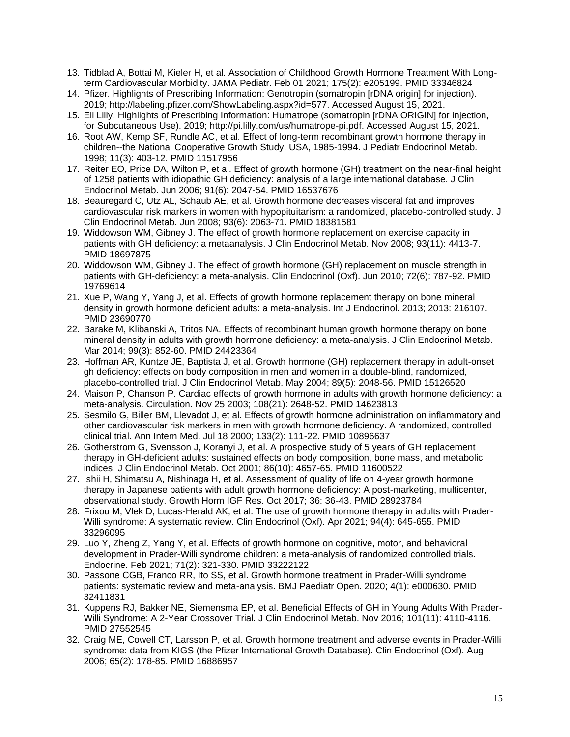13. Tidblad A, Bottai M, Kieler H, et al. Association of Childhood Growth Hormone Treatment With Long-term Cardiovascular Morbidity. JAMA Pediatr. Feb 01 2021; 175(2): e205199. PMID 33346824
14. Pfizer. Highlights of Prescribing Information: Genotropin (somatropin [rDNA origin] for injection). 2019; http://labeling.pfizer.com/ShowLabeling.aspx?id=577. Accessed August 15, 2021.
15. Eli Lilly. Highlights of Prescribing Information: Humatrope (somatropin [rDNA ORIGIN] for injection, for Subcutaneous Use). 2019; http://pi.lilly.com/us/humatrope-pi.pdf. Accessed August 15, 2021.
16. Root AW, Kemp SF, Rundle AC, et al. Effect of long-term recombinant growth hormone therapy in children--the National Cooperative Growth Study, USA, 1985-1994. J Pediatr Endocrinol Metab. 1998; 11(3): 403-12. PMID 11517956
17. Reiter EO, Price DA, Wilton P, et al. Effect of growth hormone (GH) treatment on the near-final height of 1258 patients with idiopathic GH deficiency: analysis of a large international database. J Clin Endocrinol Metab. Jun 2006; 91(6): 2047-54. PMID 16537676
18. Beauregard C, Utz AL, Schaub AE, et al. Growth hormone decreases visceral fat and improves cardiovascular risk markers in women with hypopituitarism: a randomized, placebo-controlled study. J Clin Endocrinol Metab. Jun 2008; 93(6): 2063-71. PMID 18381581
19. Widdowson WM, Gibney J. The effect of growth hormone replacement on exercise capacity in patients with GH deficiency: a metaanalysis. J Clin Endocrinol Metab. Nov 2008; 93(11): 4413-7. PMID 18697875
20. Widdowson WM, Gibney J. The effect of growth hormone (GH) replacement on muscle strength in patients with GH-deficiency: a meta-analysis. Clin Endocrinol (Oxf). Jun 2010; 72(6): 787-92. PMID 19769614
21. Xue P, Wang Y, Yang J, et al. Effects of growth hormone replacement therapy on bone mineral density in growth hormone deficient adults: a meta-analysis. Int J Endocrinol. 2013; 2013: 216107. PMID 23690770
22. Barake M, Klibanski A, Tritos NA. Effects of recombinant human growth hormone therapy on bone mineral density in adults with growth hormone deficiency: a meta-analysis. J Clin Endocrinol Metab. Mar 2014; 99(3): 852-60. PMID 24423364
23. Hoffman AR, Kuntze JE, Baptista J, et al. Growth hormone (GH) replacement therapy in adult-onset gh deficiency: effects on body composition in men and women in a double-blind, randomized, placebo-controlled trial. J Clin Endocrinol Metab. May 2004; 89(5): 2048-56. PMID 15126520
24. Maison P, Chanson P. Cardiac effects of growth hormone in adults with growth hormone deficiency: a meta-analysis. Circulation. Nov 25 2003; 108(21): 2648-52. PMID 14623813
25. Sesmilo G, Biller BM, Llevadot J, et al. Effects of growth hormone administration on inflammatory and other cardiovascular risk markers in men with growth hormone deficiency. A randomized, controlled clinical trial. Ann Intern Med. Jul 18 2000; 133(2): 111-22. PMID 10896637
26. Gotherstrom G, Svensson J, Koranyi J, et al. A prospective study of 5 years of GH replacement therapy in GH-deficient adults: sustained effects on body composition, bone mass, and metabolic indices. J Clin Endocrinol Metab. Oct 2001; 86(10): 4657-65. PMID 11600522
27. Ishii H, Shimatsu A, Nishinaga H, et al. Assessment of quality of life on 4-year growth hormone therapy in Japanese patients with adult growth hormone deficiency: A post-marketing, multicenter, observational study. Growth Horm IGF Res. Oct 2017; 36: 36-43. PMID 28923784
28. Frixou M, Vlek D, Lucas-Herald AK, et al. The use of growth hormone therapy in adults with Prader-Willi syndrome: A systematic review. Clin Endocrinol (Oxf). Apr 2021; 94(4): 645-655. PMID 33296095
29. Luo Y, Zheng Z, Yang Y, et al. Effects of growth hormone on cognitive, motor, and behavioral development in Prader-Willi syndrome children: a meta-analysis of randomized controlled trials. Endocrine. Feb 2021; 71(2): 321-330. PMID 33222122
30. Passone CGB, Franco RR, Ito SS, et al. Growth hormone treatment in Prader-Willi syndrome patients: systematic review and meta-analysis. BMJ Paediatr Open. 2020; 4(1): e000630. PMID 32411831
31. Kuppens RJ, Bakker NE, Siemensma EP, et al. Beneficial Effects of GH in Young Adults With Prader-Willi Syndrome: A 2-Year Crossover Trial. J Clin Endocrinol Metab. Nov 2016; 101(11): 4110-4116. PMID 27552545
32. Craig ME, Cowell CT, Larsson P, et al. Growth hormone treatment and adverse events in Prader-Willi syndrome: data from KIGS (the Pfizer International Growth Database). Clin Endocrinol (Oxf). Aug 2006; 65(2): 178-85. PMID 16886957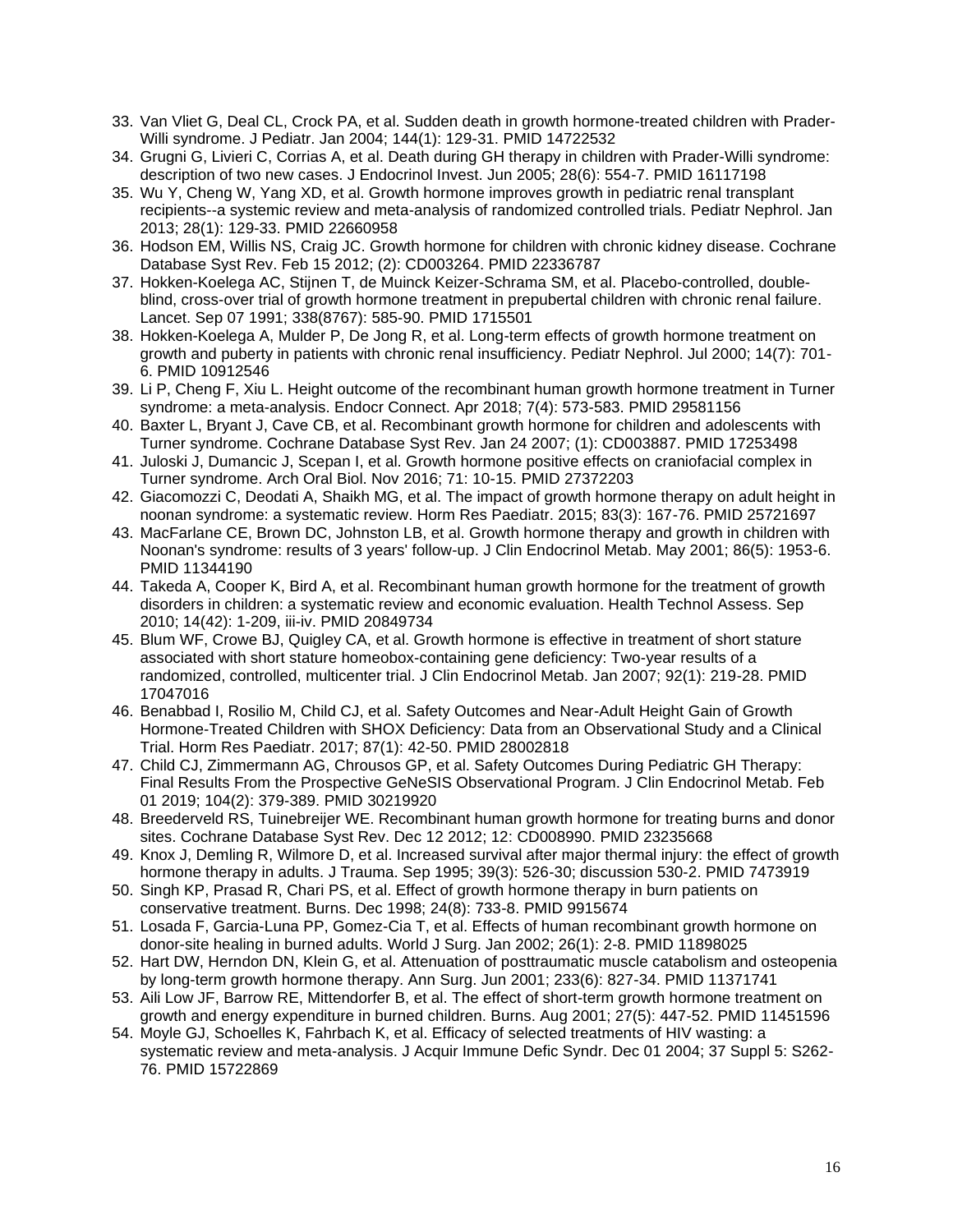33. Van Vliet G, Deal CL, Crock PA, et al. Sudden death in growth hormone-treated children with Prader-Willi syndrome. J Pediatr. Jan 2004; 144(1): 129-31. PMID 14722532
34. Grugni G, Livieri C, Corrias A, et al. Death during GH therapy in children with Prader-Willi syndrome: description of two new cases. J Endocrinol Invest. Jun 2005; 28(6): 554-7. PMID 16117198
35. Wu Y, Cheng W, Yang XD, et al. Growth hormone improves growth in pediatric renal transplant recipients--a systemic review and meta-analysis of randomized controlled trials. Pediatr Nephrol. Jan 2013; 28(1): 129-33. PMID 22660958
36. Hodson EM, Willis NS, Craig JC. Growth hormone for children with chronic kidney disease. Cochrane Database Syst Rev. Feb 15 2012; (2): CD003264. PMID 22336787
37. Hokken-Koelega AC, Stijnen T, de Muinck Keizer-Schrama SM, et al. Placebo-controlled, double-blind, cross-over trial of growth hormone treatment in prepubertal children with chronic renal failure. Lancet. Sep 07 1991; 338(8767): 585-90. PMID 1715501
38. Hokken-Koelega A, Mulder P, De Jong R, et al. Long-term effects of growth hormone treatment on growth and puberty in patients with chronic renal insufficiency. Pediatr Nephrol. Jul 2000; 14(7): 701-6. PMID 10912546
39. Li P, Cheng F, Xiu L. Height outcome of the recombinant human growth hormone treatment in Turner syndrome: a meta-analysis. Endocr Connect. Apr 2018; 7(4): 573-583. PMID 29581156
40. Baxter L, Bryant J, Cave CB, et al. Recombinant growth hormone for children and adolescents with Turner syndrome. Cochrane Database Syst Rev. Jan 24 2007; (1): CD003887. PMID 17253498
41. Juloski J, Dumancic J, Scepan I, et al. Growth hormone positive effects on craniofacial complex in Turner syndrome. Arch Oral Biol. Nov 2016; 71: 10-15. PMID 27372203
42. Giacomozzi C, Deodati A, Shaikh MG, et al. The impact of growth hormone therapy on adult height in noonan syndrome: a systematic review. Horm Res Paediatr. 2015; 83(3): 167-76. PMID 25721697
43. MacFarlane CE, Brown DC, Johnston LB, et al. Growth hormone therapy and growth in children with Noonan's syndrome: results of 3 years' follow-up. J Clin Endocrinol Metab. May 2001; 86(5): 1953-6. PMID 11344190
44. Takeda A, Cooper K, Bird A, et al. Recombinant human growth hormone for the treatment of growth disorders in children: a systematic review and economic evaluation. Health Technol Assess. Sep 2010; 14(42): 1-209, iii-iv. PMID 20849734
45. Blum WF, Crowe BJ, Quigley CA, et al. Growth hormone is effective in treatment of short stature associated with short stature homeobox-containing gene deficiency: Two-year results of a randomized, controlled, multicenter trial. J Clin Endocrinol Metab. Jan 2007; 92(1): 219-28. PMID 17047016
46. Benabbad I, Rosilio M, Child CJ, et al. Safety Outcomes and Near-Adult Height Gain of Growth Hormone-Treated Children with SHOX Deficiency: Data from an Observational Study and a Clinical Trial. Horm Res Paediatr. 2017; 87(1): 42-50. PMID 28002818
47. Child CJ, Zimmermann AG, Chrousos GP, et al. Safety Outcomes During Pediatric GH Therapy: Final Results From the Prospective GeNeSIS Observational Program. J Clin Endocrinol Metab. Feb 01 2019; 104(2): 379-389. PMID 30219920
48. Breederveld RS, Tuinebreijer WE. Recombinant human growth hormone for treating burns and donor sites. Cochrane Database Syst Rev. Dec 12 2012; 12: CD008990. PMID 23235668
49. Knox J, Demling R, Wilmore D, et al. Increased survival after major thermal injury: the effect of growth hormone therapy in adults. J Trauma. Sep 1995; 39(3): 526-30; discussion 530-2. PMID 7473919
50. Singh KP, Prasad R, Chari PS, et al. Effect of growth hormone therapy in burn patients on conservative treatment. Burns. Dec 1998; 24(8): 733-8. PMID 9915674
51. Losada F, Garcia-Luna PP, Gomez-Cia T, et al. Effects of human recombinant growth hormone on donor-site healing in burned adults. World J Surg. Jan 2002; 26(1): 2-8. PMID 11898025
52. Hart DW, Herndon DN, Klein G, et al. Attenuation of posttraumatic muscle catabolism and osteopenia by long-term growth hormone therapy. Ann Surg. Jun 2001; 233(6): 827-34. PMID 11371741
53. Aili Low JF, Barrow RE, Mittendorfer B, et al. The effect of short-term growth hormone treatment on growth and energy expenditure in burned children. Burns. Aug 2001; 27(5): 447-52. PMID 11451596
54. Moyle GJ, Schoelles K, Fahrbach K, et al. Efficacy of selected treatments of HIV wasting: a systematic review and meta-analysis. J Acquir Immune Defic Syndr. Dec 01 2004; 37 Suppl 5: S262-76. PMID 15722869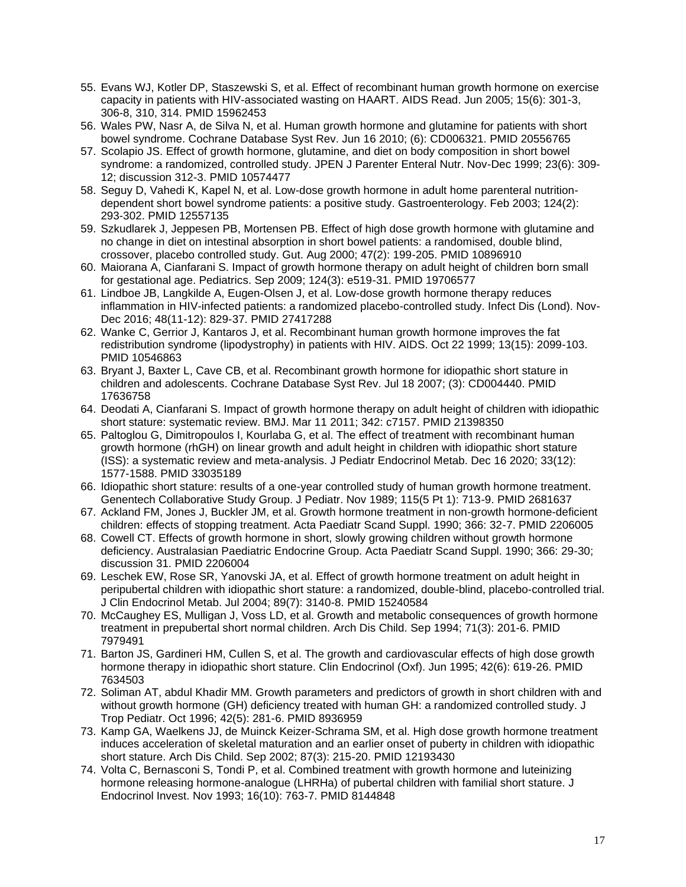55. Evans WJ, Kotler DP, Staszewski S, et al. Effect of recombinant human growth hormone on exercise capacity in patients with HIV-associated wasting on HAART. AIDS Read. Jun 2005; 15(6): 301-3, 306-8, 310, 314. PMID 15962453
56. Wales PW, Nasr A, de Silva N, et al. Human growth hormone and glutamine for patients with short bowel syndrome. Cochrane Database Syst Rev. Jun 16 2010; (6): CD006321. PMID 20556765
57. Scolapio JS. Effect of growth hormone, glutamine, and diet on body composition in short bowel syndrome: a randomized, controlled study. JPEN J Parenter Enteral Nutr. Nov-Dec 1999; 23(6): 309-12; discussion 312-3. PMID 10574477
58. Seguy D, Vahedi K, Kapel N, et al. Low-dose growth hormone in adult home parenteral nutrition-dependent short bowel syndrome patients: a positive study. Gastroenterology. Feb 2003; 124(2): 293-302. PMID 12557135
59. Szkudlarek J, Jeppesen PB, Mortensen PB. Effect of high dose growth hormone with glutamine and no change in diet on intestinal absorption in short bowel patients: a randomised, double blind, crossover, placebo controlled study. Gut. Aug 2000; 47(2): 199-205. PMID 10896910
60. Maiorana A, Cianfarani S. Impact of growth hormone therapy on adult height of children born small for gestational age. Pediatrics. Sep 2009; 124(3): e519-31. PMID 19706577
61. Lindboe JB, Langkilde A, Eugen-Olsen J, et al. Low-dose growth hormone therapy reduces inflammation in HIV-infected patients: a randomized placebo-controlled study. Infect Dis (Lond). Nov-Dec 2016; 48(11-12): 829-37. PMID 27417288
62. Wanke C, Gerrior J, Kantaros J, et al. Recombinant human growth hormone improves the fat redistribution syndrome (lipodystrophy) in patients with HIV. AIDS. Oct 22 1999; 13(15): 2099-103. PMID 10546863
63. Bryant J, Baxter L, Cave CB, et al. Recombinant growth hormone for idiopathic short stature in children and adolescents. Cochrane Database Syst Rev. Jul 18 2007; (3): CD004440. PMID 17636758
64. Deodati A, Cianfarani S. Impact of growth hormone therapy on adult height of children with idiopathic short stature: systematic review. BMJ. Mar 11 2011; 342: c7157. PMID 21398350
65. Paltoglou G, Dimitropoulos I, Kourlaba G, et al. The effect of treatment with recombinant human growth hormone (rhGH) on linear growth and adult height in children with idiopathic short stature (ISS): a systematic review and meta-analysis. J Pediatr Endocrinol Metab. Dec 16 2020; 33(12): 1577-1588. PMID 33035189
66. Idiopathic short stature: results of a one-year controlled study of human growth hormone treatment. Genentech Collaborative Study Group. J Pediatr. Nov 1989; 115(5 Pt 1): 713-9. PMID 2681637
67. Ackland FM, Jones J, Buckler JM, et al. Growth hormone treatment in non-growth hormone-deficient children: effects of stopping treatment. Acta Paediatr Scand Suppl. 1990; 366: 32-7. PMID 2206005
68. Cowell CT. Effects of growth hormone in short, slowly growing children without growth hormone deficiency. Australasian Paediatric Endocrine Group. Acta Paediatr Scand Suppl. 1990; 366: 29-30; discussion 31. PMID 2206004
69. Leschek EW, Rose SR, Yanovski JA, et al. Effect of growth hormone treatment on adult height in peripubertal children with idiopathic short stature: a randomized, double-blind, placebo-controlled trial. J Clin Endocrinol Metab. Jul 2004; 89(7): 3140-8. PMID 15240584
70. McCaughey ES, Mulligan J, Voss LD, et al. Growth and metabolic consequences of growth hormone treatment in prepubertal short normal children. Arch Dis Child. Sep 1994; 71(3): 201-6. PMID 7979491
71. Barton JS, Gardineri HM, Cullen S, et al. The growth and cardiovascular effects of high dose growth hormone therapy in idiopathic short stature. Clin Endocrinol (Oxf). Jun 1995; 42(6): 619-26. PMID 7634503
72. Soliman AT, abdul Khadir MM. Growth parameters and predictors of growth in short children with and without growth hormone (GH) deficiency treated with human GH: a randomized controlled study. J Trop Pediatr. Oct 1996; 42(5): 281-6. PMID 8936959
73. Kamp GA, Waelkens JJ, de Muinck Keizer-Schrama SM, et al. High dose growth hormone treatment induces acceleration of skeletal maturation and an earlier onset of puberty in children with idiopathic short stature. Arch Dis Child. Sep 2002; 87(3): 215-20. PMID 12193430
74. Volta C, Bernasconi S, Tondi P, et al. Combined treatment with growth hormone and luteinizing hormone releasing hormone-analogue (LHRHa) of pubertal children with familial short stature. J Endocrinol Invest. Nov 1993; 16(10): 763-7. PMID 8144848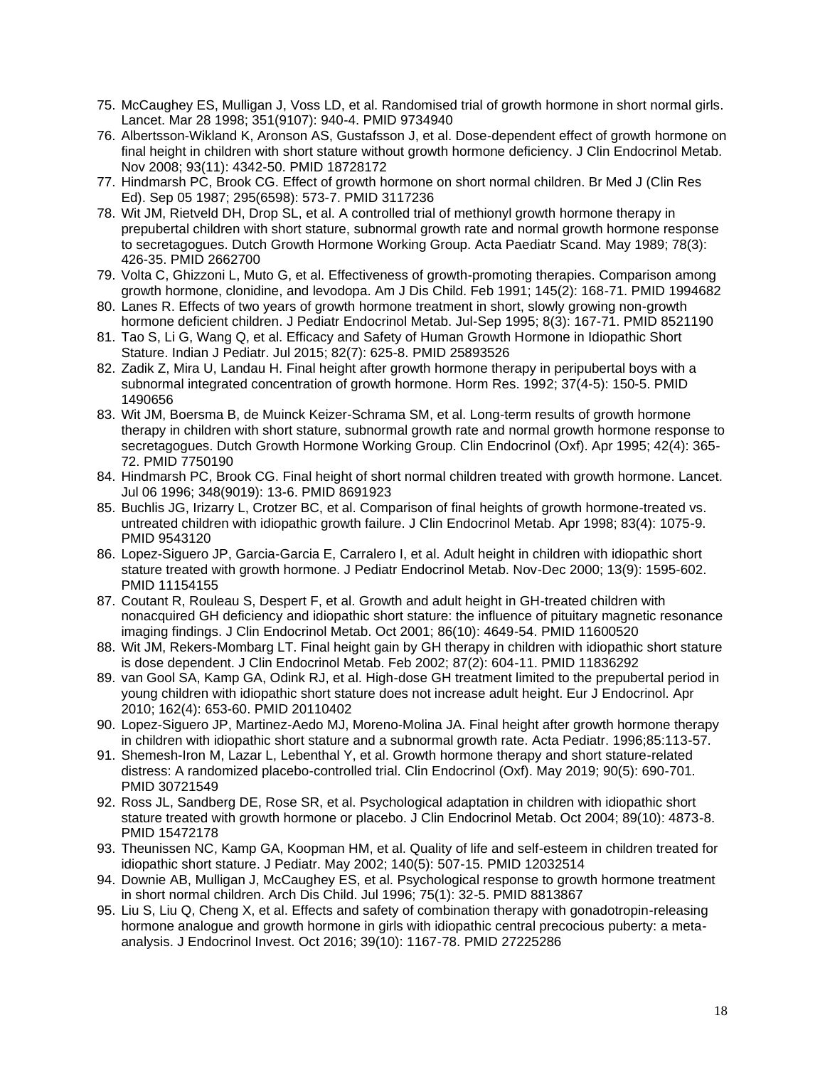75. McCaughey ES, Mulligan J, Voss LD, et al. Randomised trial of growth hormone in short normal girls. Lancet. Mar 28 1998; 351(9107): 940-4. PMID 9734940
76. Albertsson-Wikland K, Aronson AS, Gustafsson J, et al. Dose-dependent effect of growth hormone on final height in children with short stature without growth hormone deficiency. J Clin Endocrinol Metab. Nov 2008; 93(11): 4342-50. PMID 18728172
77. Hindmarsh PC, Brook CG. Effect of growth hormone on short normal children. Br Med J (Clin Res Ed). Sep 05 1987; 295(6598): 573-7. PMID 3117236
78. Wit JM, Rietveld DH, Drop SL, et al. A controlled trial of methionyl growth hormone therapy in prepubertal children with short stature, subnormal growth rate and normal growth hormone response to secretagogues. Dutch Growth Hormone Working Group. Acta Paediatr Scand. May 1989; 78(3): 426-35. PMID 2662700
79. Volta C, Ghizzoni L, Muto G, et al. Effectiveness of growth-promoting therapies. Comparison among growth hormone, clonidine, and levodopa. Am J Dis Child. Feb 1991; 145(2): 168-71. PMID 1994682
80. Lanes R. Effects of two years of growth hormone treatment in short, slowly growing non-growth hormone deficient children. J Pediatr Endocrinol Metab. Jul-Sep 1995; 8(3): 167-71. PMID 8521190
81. Tao S, Li G, Wang Q, et al. Efficacy and Safety of Human Growth Hormone in Idiopathic Short Stature. Indian J Pediatr. Jul 2015; 82(7): 625-8. PMID 25893526
82. Zadik Z, Mira U, Landau H. Final height after growth hormone therapy in peripubertal boys with a subnormal integrated concentration of growth hormone. Horm Res. 1992; 37(4-5): 150-5. PMID 1490656
83. Wit JM, Boersma B, de Muinck Keizer-Schrama SM, et al. Long-term results of growth hormone therapy in children with short stature, subnormal growth rate and normal growth hormone response to secretagogues. Dutch Growth Hormone Working Group. Clin Endocrinol (Oxf). Apr 1995; 42(4): 365-72. PMID 7750190
84. Hindmarsh PC, Brook CG. Final height of short normal children treated with growth hormone. Lancet. Jul 06 1996; 348(9019): 13-6. PMID 8691923
85. Buchlis JG, Irizarry L, Crotzer BC, et al. Comparison of final heights of growth hormone-treated vs. untreated children with idiopathic growth failure. J Clin Endocrinol Metab. Apr 1998; 83(4): 1075-9. PMID 9543120
86. Lopez-Siguero JP, Garcia-Garcia E, Carralero I, et al. Adult height in children with idiopathic short stature treated with growth hormone. J Pediatr Endocrinol Metab. Nov-Dec 2000; 13(9): 1595-602. PMID 11154155
87. Coutant R, Rouleau S, Despert F, et al. Growth and adult height in GH-treated children with nonacquired GH deficiency and idiopathic short stature: the influence of pituitary magnetic resonance imaging findings. J Clin Endocrinol Metab. Oct 2001; 86(10): 4649-54. PMID 11600520
88. Wit JM, Rekers-Mombarg LT. Final height gain by GH therapy in children with idiopathic short stature is dose dependent. J Clin Endocrinol Metab. Feb 2002; 87(2): 604-11. PMID 11836292
89. van Gool SA, Kamp GA, Odink RJ, et al. High-dose GH treatment limited to the prepubertal period in young children with idiopathic short stature does not increase adult height. Eur J Endocrinol. Apr 2010; 162(4): 653-60. PMID 20110402
90. Lopez-Siguero JP, Martinez-Aedo MJ, Moreno-Molina JA. Final height after growth hormone therapy in children with idiopathic short stature and a subnormal growth rate. Acta Pediatr. 1996;85:113-57.
91. Shemesh-Iron M, Lazar L, Lebenthal Y, et al. Growth hormone therapy and short stature-related distress: A randomized placebo-controlled trial. Clin Endocrinol (Oxf). May 2019; 90(5): 690-701. PMID 30721549
92. Ross JL, Sandberg DE, Rose SR, et al. Psychological adaptation in children with idiopathic short stature treated with growth hormone or placebo. J Clin Endocrinol Metab. Oct 2004; 89(10): 4873-8. PMID 15472178
93. Theunissen NC, Kamp GA, Koopman HM, et al. Quality of life and self-esteem in children treated for idiopathic short stature. J Pediatr. May 2002; 140(5): 507-15. PMID 12032514
94. Downie AB, Mulligan J, McCaughey ES, et al. Psychological response to growth hormone treatment in short normal children. Arch Dis Child. Jul 1996; 75(1): 32-5. PMID 8813867
95. Liu S, Liu Q, Cheng X, et al. Effects and safety of combination therapy with gonadotropin-releasing hormone analogue and growth hormone in girls with idiopathic central precocious puberty: a meta-analysis. J Endocrinol Invest. Oct 2016; 39(10): 1167-78. PMID 27225286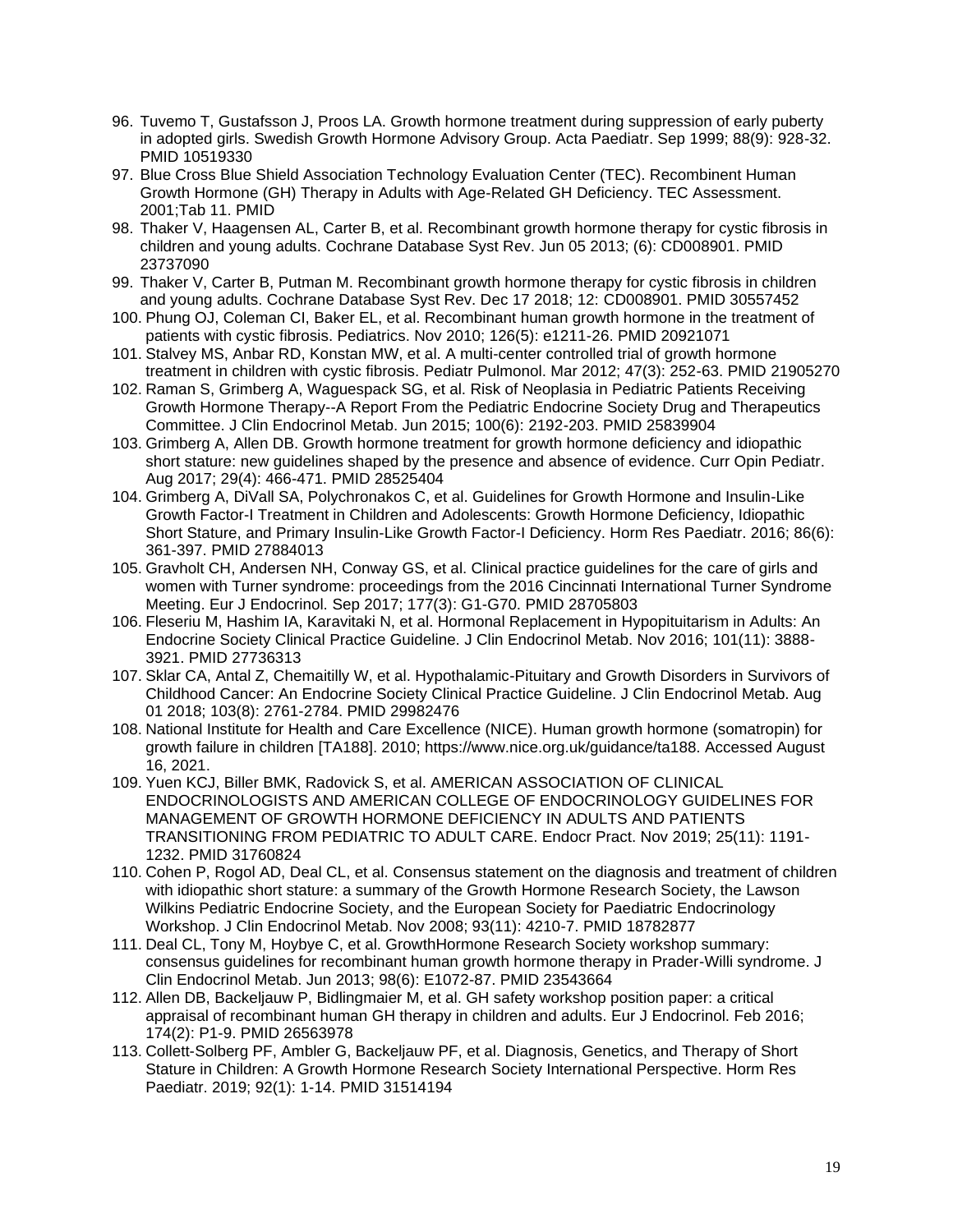96. Tuvemo T, Gustafsson J, Proos LA. Growth hormone treatment during suppression of early puberty in adopted girls. Swedish Growth Hormone Advisory Group. Acta Paediatr. Sep 1999; 88(9): 928-32. PMID 10519330
97. Blue Cross Blue Shield Association Technology Evaluation Center (TEC). Recombinent Human Growth Hormone (GH) Therapy in Adults with Age-Related GH Deficiency. TEC Assessment. 2001;Tab 11. PMID
98. Thaker V, Haagensen AL, Carter B, et al. Recombinant growth hormone therapy for cystic fibrosis in children and young adults. Cochrane Database Syst Rev. Jun 05 2013; (6): CD008901. PMID 23737090
99. Thaker V, Carter B, Putman M. Recombinant growth hormone therapy for cystic fibrosis in children and young adults. Cochrane Database Syst Rev. Dec 17 2018; 12: CD008901. PMID 30557452
100. Phung OJ, Coleman CI, Baker EL, et al. Recombinant human growth hormone in the treatment of patients with cystic fibrosis. Pediatrics. Nov 2010; 126(5): e1211-26. PMID 20921071
101. Stalvey MS, Anbar RD, Konstan MW, et al. A multi-center controlled trial of growth hormone treatment in children with cystic fibrosis. Pediatr Pulmonol. Mar 2012; 47(3): 252-63. PMID 21905270
102. Raman S, Grimberg A, Waguespack SG, et al. Risk of Neoplasia in Pediatric Patients Receiving Growth Hormone Therapy--A Report From the Pediatric Endocrine Society Drug and Therapeutics Committee. J Clin Endocrinol Metab. Jun 2015; 100(6): 2192-203. PMID 25839904
103. Grimberg A, Allen DB. Growth hormone treatment for growth hormone deficiency and idiopathic short stature: new guidelines shaped by the presence and absence of evidence. Curr Opin Pediatr. Aug 2017; 29(4): 466-471. PMID 28525404
104. Grimberg A, DiVall SA, Polychronakos C, et al. Guidelines for Growth Hormone and Insulin-Like Growth Factor-I Treatment in Children and Adolescents: Growth Hormone Deficiency, Idiopathic Short Stature, and Primary Insulin-Like Growth Factor-I Deficiency. Horm Res Paediatr. 2016; 86(6): 361-397. PMID 27884013
105. Gravholt CH, Andersen NH, Conway GS, et al. Clinical practice guidelines for the care of girls and women with Turner syndrome: proceedings from the 2016 Cincinnati International Turner Syndrome Meeting. Eur J Endocrinol. Sep 2017; 177(3): G1-G70. PMID 28705803
106. Fleseriu M, Hashim IA, Karavitaki N, et al. Hormonal Replacement in Hypopituitarism in Adults: An Endocrine Society Clinical Practice Guideline. J Clin Endocrinol Metab. Nov 2016; 101(11): 3888-3921. PMID 27736313
107. Sklar CA, Antal Z, Chemaitilly W, et al. Hypothalamic-Pituitary and Growth Disorders in Survivors of Childhood Cancer: An Endocrine Society Clinical Practice Guideline. J Clin Endocrinol Metab. Aug 01 2018; 103(8): 2761-2784. PMID 29982476
108. National Institute for Health and Care Excellence (NICE). Human growth hormone (somatropin) for growth failure in children [TA188]. 2010; https://www.nice.org.uk/guidance/ta188. Accessed August 16, 2021.
109. Yuen KCJ, Biller BMK, Radovick S, et al. AMERICAN ASSOCIATION OF CLINICAL ENDOCRINOLOGISTS AND AMERICAN COLLEGE OF ENDOCRINOLOGY GUIDELINES FOR MANAGEMENT OF GROWTH HORMONE DEFICIENCY IN ADULTS AND PATIENTS TRANSITIONING FROM PEDIATRIC TO ADULT CARE. Endocr Pract. Nov 2019; 25(11): 1191-1232. PMID 31760824
110. Cohen P, Rogol AD, Deal CL, et al. Consensus statement on the diagnosis and treatment of children with idiopathic short stature: a summary of the Growth Hormone Research Society, the Lawson Wilkins Pediatric Endocrine Society, and the European Society for Paediatric Endocrinology Workshop. J Clin Endocrinol Metab. Nov 2008; 93(11): 4210-7. PMID 18782877
111. Deal CL, Tony M, Hoybye C, et al. GrowthHormone Research Society workshop summary: consensus guidelines for recombinant human growth hormone therapy in Prader-Willi syndrome. J Clin Endocrinol Metab. Jun 2013; 98(6): E1072-87. PMID 23543664
112. Allen DB, Backeljauw P, Bidlingmaier M, et al. GH safety workshop position paper: a critical appraisal of recombinant human GH therapy in children and adults. Eur J Endocrinol. Feb 2016; 174(2): P1-9. PMID 26563978
113. Collett-Solberg PF, Ambler G, Backeljauw PF, et al. Diagnosis, Genetics, and Therapy of Short Stature in Children: A Growth Hormone Research Society International Perspective. Horm Res Paediatr. 2019; 92(1): 1-14. PMID 31514194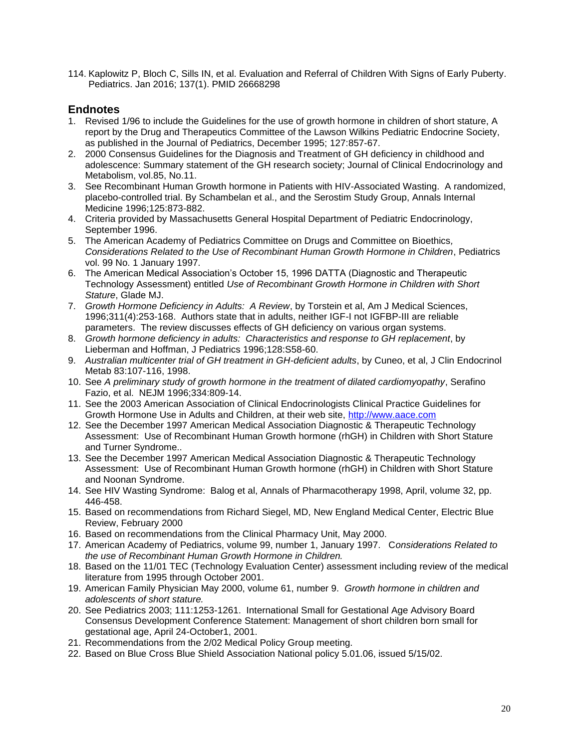114. Kaplowitz P, Bloch C, Sills IN, et al. Evaluation and Referral of Children With Signs of Early Puberty. Pediatrics. Jan 2016; 137(1). PMID 26668298

## Endnotes

1. Revised 1/96 to include the Guidelines for the use of growth hormone in children of short stature, A report by the Drug and Therapeutics Committee of the Lawson Wilkins Pediatric Endocrine Society, as published in the Journal of Pediatrics, December 1995; 127:857-67.
2. 2000 Consensus Guidelines for the Diagnosis and Treatment of GH deficiency in childhood and adolescence: Summary statement of the GH research society; Journal of Clinical Endocrinology and Metabolism, vol.85, No.11.
3. See Recombinant Human Growth hormone in Patients with HIV-Associated Wasting. A randomized, placebo-controlled trial. By Schambelan et al., and the Serostim Study Group, Annals Internal Medicine 1996;125:873-882.
4. Criteria provided by Massachusetts General Hospital Department of Pediatric Endocrinology, September 1996.
5. The American Academy of Pediatrics Committee on Drugs and Committee on Bioethics, *Considerations Related to the Use of Recombinant Human Growth Hormone in Children*, Pediatrics vol. 99 No. 1 January 1997.
6. The American Medical Association's October 15, 1996 DATTA (Diagnostic and Therapeutic Technology Assessment) entitled *Use of Recombinant Growth Hormone in Children with Short Stature*, Glade MJ.
7. *Growth Hormone Deficiency in Adults: A Review*, by Torstein et al, Am J Medical Sciences, 1996;311(4):253-168. Authors state that in adults, neither IGF-I not IGFBP-III are reliable parameters. The review discusses effects of GH deficiency on various organ systems.
8. *Growth hormone deficiency in adults: Characteristics and response to GH replacement*, by Lieberman and Hoffman, J Pediatrics 1996;128:S58-60.
9. *Australian multicenter trial of GH treatment in GH-deficient adults*, by Cuneo, et al, J Clin Endocrinol Metab 83:107-116, 1998.
10. See *A preliminary study of growth hormone in the treatment of dilated cardiomyopathy*, Serafino Fazio, et al. NEJM 1996;334:809-14.
11. See the 2003 American Association of Clinical Endocrinologists Clinical Practice Guidelines for Growth Hormone Use in Adults and Children, at their web site, [http://www.aace.com](http://www.aace.com)
12. See the December 1997 American Medical Association Diagnostic & Therapeutic Technology Assessment: Use of Recombinant Human Growth hormone (rhGH) in Children with Short Stature and Turner Syndrome..
13. See the December 1997 American Medical Association Diagnostic & Therapeutic Technology Assessment: Use of Recombinant Human Growth hormone (rhGH) in Children with Short Stature and Noonan Syndrome.
14. See HIV Wasting Syndrome: Balog et al, Annals of Pharmacotherapy 1998, April, volume 32, pp. 446-458.
15. Based on recommendations from Richard Siegel, MD, New England Medical Center, Electric Blue Review, February 2000
16. Based on recommendations from the Clinical Pharmacy Unit, May 2000.
17. American Academy of Pediatrics, volume 99, number 1, January 1997. C*onsiderations Related to the use of Recombinant Human Growth Hormone in Children.*
18. Based on the 11/01 TEC (Technology Evaluation Center) assessment including review of the medical literature from 1995 through October 2001.
19. American Family Physician May 2000, volume 61, number 9. *Growth hormone in children and adolescents of short stature.*
20. See Pediatrics 2003; 111:1253-1261. International Small for Gestational Age Advisory Board Consensus Development Conference Statement: Management of short children born small for gestational age, April 24-October1, 2001.
21. Recommendations from the 2/02 Medical Policy Group meeting.
22. Based on Blue Cross Blue Shield Association National policy 5.01.06, issued 5/15/02.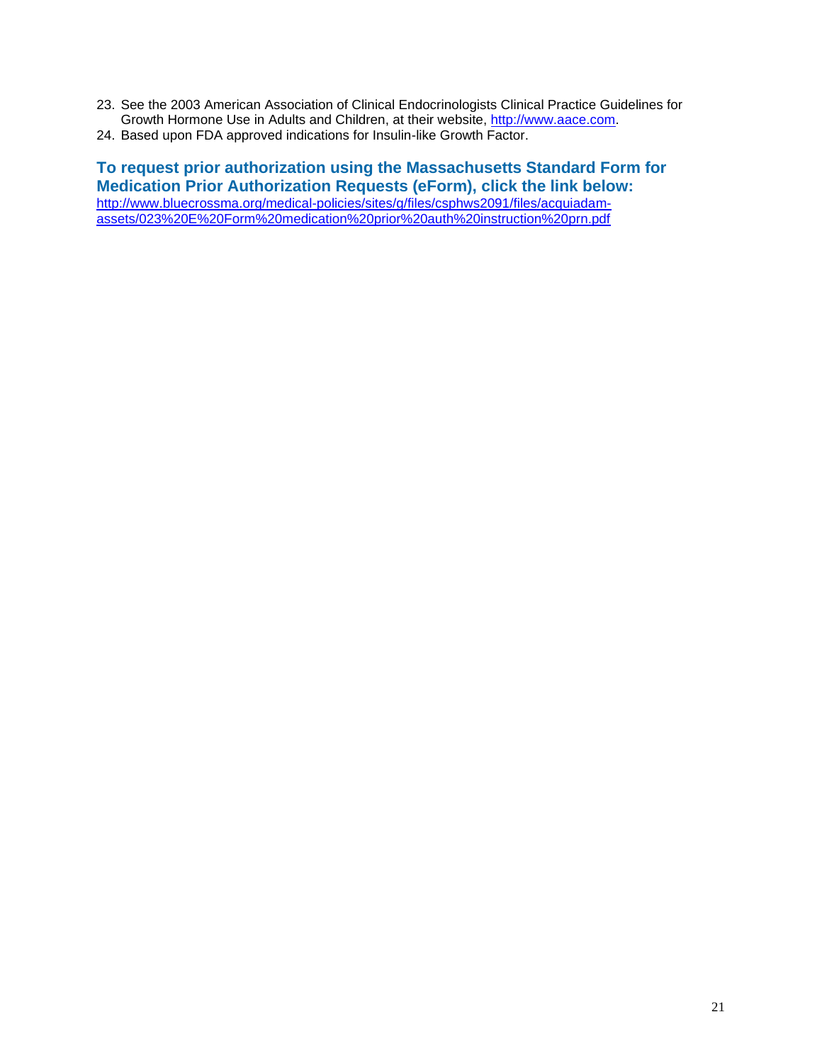23. See the 2003 American Association of Clinical Endocrinologists Clinical Practice Guidelines for Growth Hormone Use in Adults and Children, at their website, http://www.aace.com.
24. Based upon FDA approved indications for Insulin-like Growth Factor.

### To request prior authorization using the Massachusetts Standard Form for Medication Prior Authorization Requests (eForm), click the link below:

http://www.bluecrossma.org/medical-policies/sites/g/files/csphws2091/files/acquiadam-assets/023%20E%20Form%20medication%20prior%20auth%20instruction%20prn.pdf